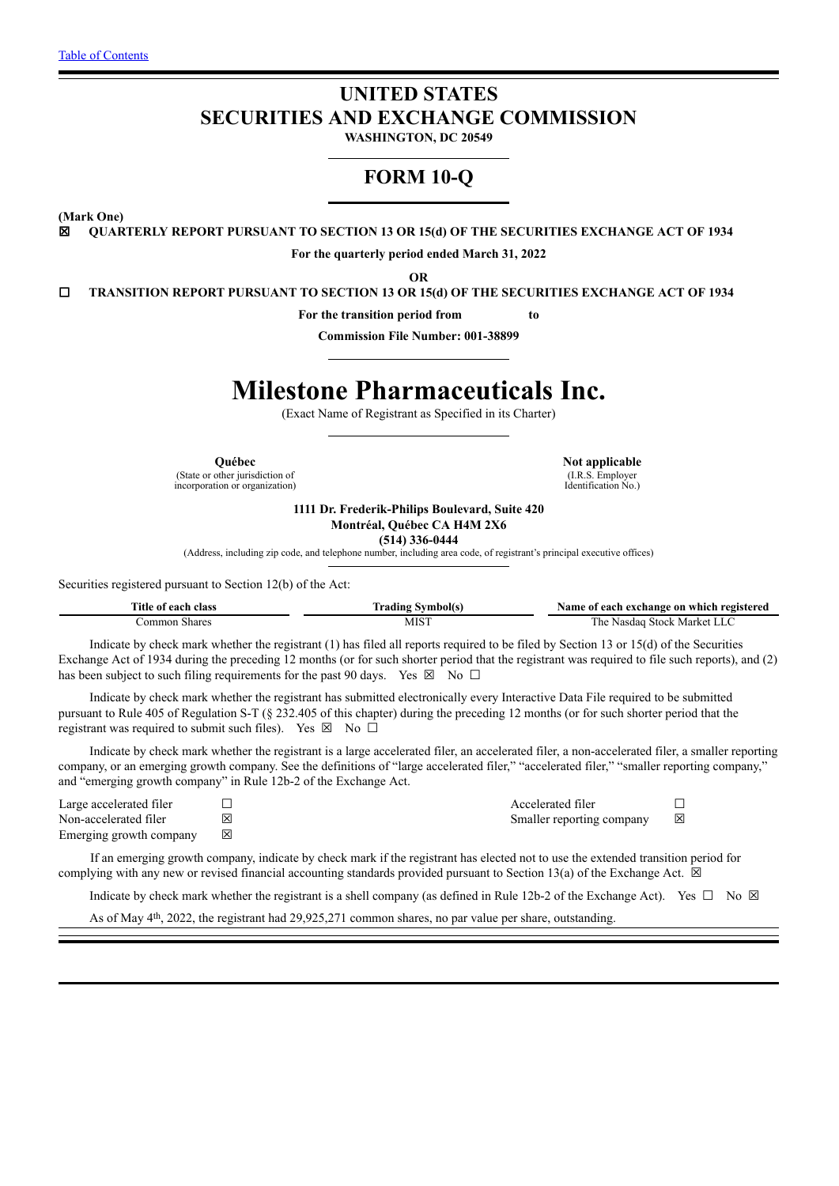Table of Contents

# UNITED STATES
# SECURITIES AND EXCHANGE COMMISSION

**WASHINGTON, DC 20549**

## FORM 10-Q

**(Mark One)**

☒ **QUARTERLY REPORT PURSUANT TO SECTION 13 OR 15(d) OF THE SECURITIES EXCHANGE ACT OF 1934**

**For the quarterly period ended March 31, 2022**

**OR**

☐ **TRANSITION REPORT PURSUANT TO SECTION 13 OR 15(d) OF THE SECURITIES EXCHANGE ACT OF 1934**

**For the transition period from to**

**Commission File Number: 001-38899**

# Milestone Pharmaceuticals Inc.

(Exact Name of Registrant as Specified in its Charter)

| **Québec** | **Not applicable** |
|---|---|
| (State or other jurisdiction of incorporation or organization) | (I.R.S. Employer Identification No.) |

**1111 Dr. Frederik-Philips Boulevard, Suite 420**
**Montréal, Québec CA H4M 2X6**
**(514) 336-0444**

(Address, including zip code, and telephone number, including area code, of registrant's principal executive offices)

Securities registered pursuant to Section 12(b) of the Act:

| Title of each class | Trading Symbol(s) | Name of each exchange on which registered |
|---|---|---|
| Common Shares | MIST | The Nasdaq Stock Market LLC |

Indicate by check mark whether the registrant (1) has filed all reports required to be filed by Section 13 or 15(d) of the Securities Exchange Act of 1934 during the preceding 12 months (or for such shorter period that the registrant was required to file such reports), and (2) has been subject to such filing requirements for the past 90 days. Yes ☒ No ☐

Indicate by check mark whether the registrant has submitted electronically every Interactive Data File required to be submitted pursuant to Rule 405 of Regulation S-T (§ 232.405 of this chapter) during the preceding 12 months (or for such shorter period that the registrant was required to submit such files). Yes ☒ No ☐

Indicate by check mark whether the registrant is a large accelerated filer, an accelerated filer, a non-accelerated filer, a smaller reporting company, or an emerging growth company. See the definitions of "large accelerated filer," "accelerated filer," "smaller reporting company," and "emerging growth company" in Rule 12b-2 of the Exchange Act.

| | | | |
|---|---|---|---|
| Large accelerated filer | ☐ | Accelerated filer | ☐ |
| Non-accelerated filer | ☒ | Smaller reporting company | ☒ |
| Emerging growth company | ☒ | | |

If an emerging growth company, indicate by check mark if the registrant has elected not to use the extended transition period for complying with any new or revised financial accounting standards provided pursuant to Section 13(a) of the Exchange Act. ☒

Indicate by check mark whether the registrant is a shell company (as defined in Rule 12b-2 of the Exchange Act). Yes ☐ No ☒

As of May 4th, 2022, the registrant had 29,925,271 common shares, no par value per share, outstanding.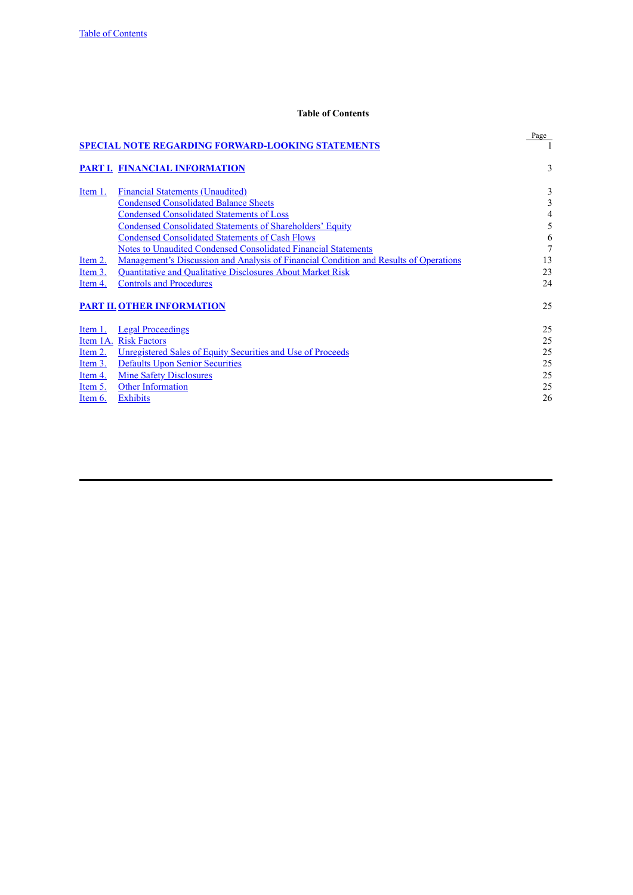## Table of Contents

| | | Page |
|---|---|---|
| **SPECIAL NOTE REGARDING FORWARD-LOOKING STATEMENTS** | | 1 |
| **PART I.** | **FINANCIAL INFORMATION** | 3 |
| Item 1. | Financial Statements (Unaudited) | 3 |
| | Condensed Consolidated Balance Sheets | 3 |
| | Condensed Consolidated Statements of Loss | 4 |
| | Condensed Consolidated Statements of Shareholders' Equity | 5 |
| | Condensed Consolidated Statements of Cash Flows | 6 |
| | Notes to Unaudited Condensed Consolidated Financial Statements | 7 |
| Item 2. | Management's Discussion and Analysis of Financial Condition and Results of Operations | 13 |
| Item 3. | Quantitative and Qualitative Disclosures About Market Risk | 23 |
| Item 4. | Controls and Procedures | 24 |
| **PART II.** | **OTHER INFORMATION** | 25 |
| Item 1. | Legal Proceedings | 25 |
| Item 1A. | Risk Factors | 25 |
| Item 2. | Unregistered Sales of Equity Securities and Use of Proceeds | 25 |
| Item 3. | Defaults Upon Senior Securities | 25 |
| Item 4. | Mine Safety Disclosures | 25 |
| Item 5. | Other Information | 25 |
| Item 6. | Exhibits | 26 |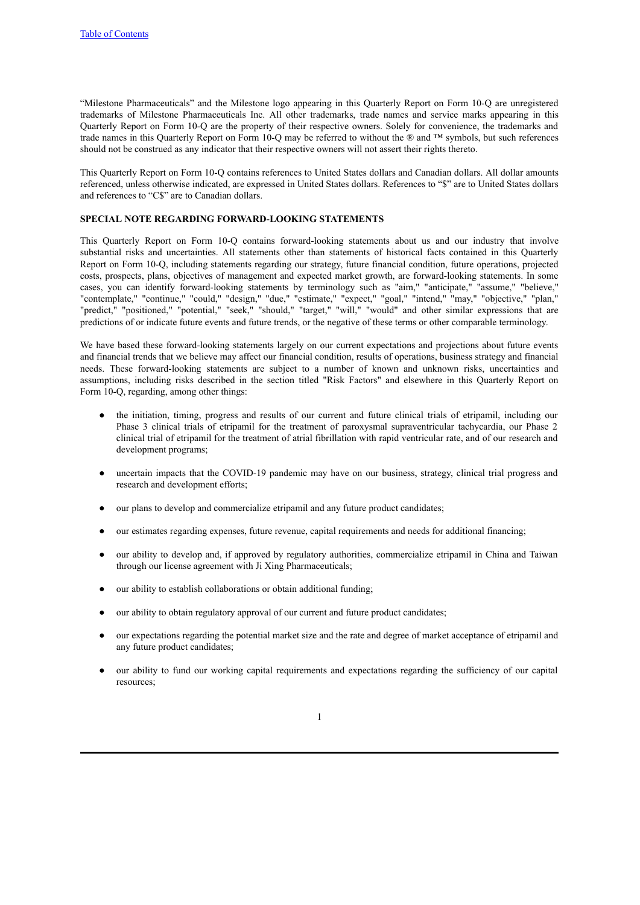"Milestone Pharmaceuticals" and the Milestone logo appearing in this Quarterly Report on Form 10-Q are unregistered trademarks of Milestone Pharmaceuticals Inc. All other trademarks, trade names and service marks appearing in this Quarterly Report on Form 10-Q are the property of their respective owners. Solely for convenience, the trademarks and trade names in this Quarterly Report on Form 10-Q may be referred to without the ® and ™ symbols, but such references should not be construed as any indicator that their respective owners will not assert their rights thereto.

This Quarterly Report on Form 10-Q contains references to United States dollars and Canadian dollars. All dollar amounts referenced, unless otherwise indicated, are expressed in United States dollars. References to "$" are to United States dollars and references to "C$" are to Canadian dollars.

**SPECIAL NOTE REGARDING FORWARD-LOOKING STATEMENTS**

This Quarterly Report on Form 10-Q contains forward-looking statements about us and our industry that involve substantial risks and uncertainties. All statements other than statements of historical facts contained in this Quarterly Report on Form 10-Q, including statements regarding our strategy, future financial condition, future operations, projected costs, prospects, plans, objectives of management and expected market growth, are forward-looking statements. In some cases, you can identify forward-looking statements by terminology such as "aim," "anticipate," "assume," "believe," "contemplate," "continue," "could," "design," "due," "estimate," "expect," "goal," "intend," "may," "objective," "plan," "predict," "positioned," "potential," "seek," "should," "target," "will," "would" and other similar expressions that are predictions of or indicate future events and future trends, or the negative of these terms or other comparable terminology.

We have based these forward-looking statements largely on our current expectations and projections about future events and financial trends that we believe may affect our financial condition, results of operations, business strategy and financial needs. These forward-looking statements are subject to a number of known and unknown risks, uncertainties and assumptions, including risks described in the section titled "Risk Factors" and elsewhere in this Quarterly Report on Form 10-Q, regarding, among other things:

- the initiation, timing, progress and results of our current and future clinical trials of etripamil, including our Phase 3 clinical trials of etripamil for the treatment of paroxysmal supraventricular tachycardia, our Phase 2 clinical trial of etripamil for the treatment of atrial fibrillation with rapid ventricular rate, and of our research and development programs;
- uncertain impacts that the COVID-19 pandemic may have on our business, strategy, clinical trial progress and research and development efforts;
- our plans to develop and commercialize etripamil and any future product candidates;
- our estimates regarding expenses, future revenue, capital requirements and needs for additional financing;
- our ability to develop and, if approved by regulatory authorities, commercialize etripamil in China and Taiwan through our license agreement with Ji Xing Pharmaceuticals;
- our ability to establish collaborations or obtain additional funding;
- our ability to obtain regulatory approval of our current and future product candidates;
- our expectations regarding the potential market size and the rate and degree of market acceptance of etripamil and any future product candidates;
- our ability to fund our working capital requirements and expectations regarding the sufficiency of our capital resources;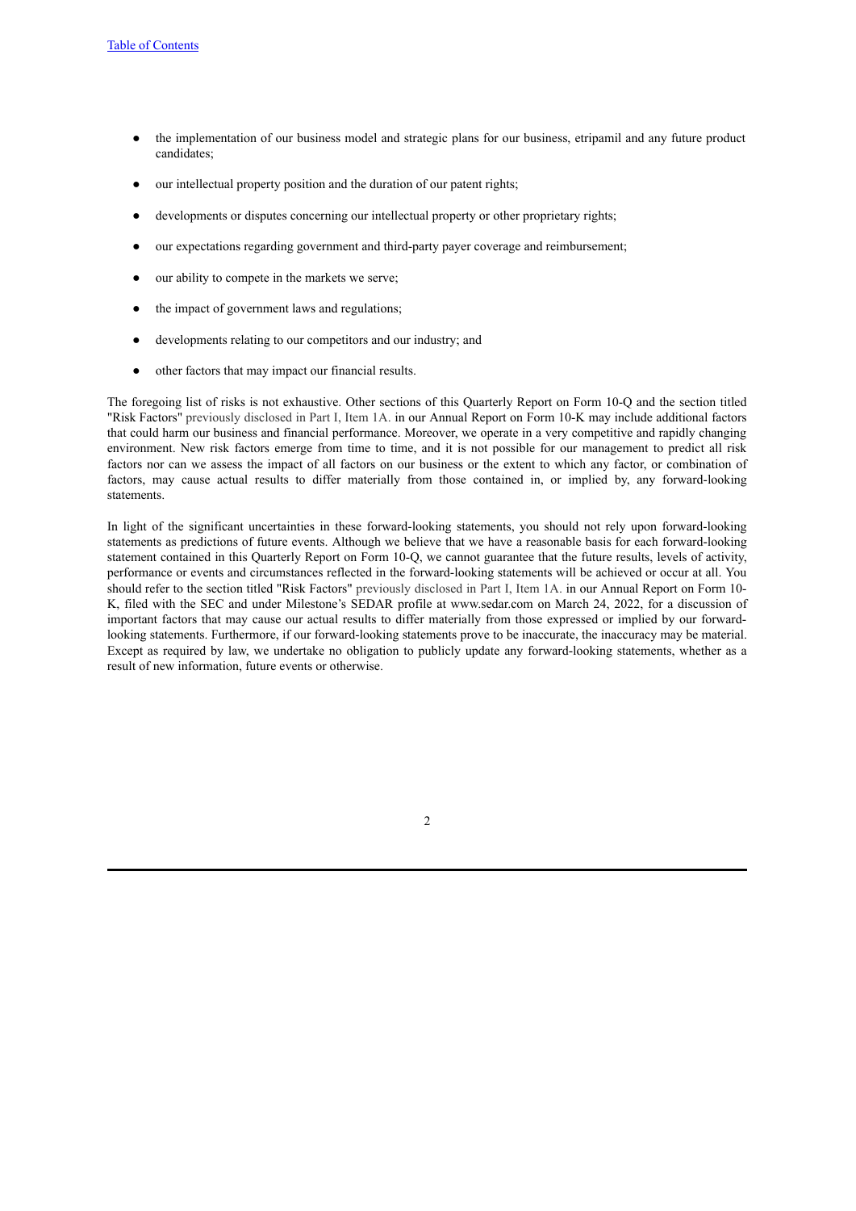- the implementation of our business model and strategic plans for our business, etripamil and any future product candidates;
- our intellectual property position and the duration of our patent rights;
- developments or disputes concerning our intellectual property or other proprietary rights;
- our expectations regarding government and third-party payer coverage and reimbursement;
- our ability to compete in the markets we serve;
- the impact of government laws and regulations;
- developments relating to our competitors and our industry; and
- other factors that may impact our financial results.

The foregoing list of risks is not exhaustive. Other sections of this Quarterly Report on Form 10-Q and the section titled "Risk Factors" previously disclosed in Part I, Item 1A. in our Annual Report on Form 10-K may include additional factors that could harm our business and financial performance. Moreover, we operate in a very competitive and rapidly changing environment. New risk factors emerge from time to time, and it is not possible for our management to predict all risk factors nor can we assess the impact of all factors on our business or the extent to which any factor, or combination of factors, may cause actual results to differ materially from those contained in, or implied by, any forward-looking statements.

In light of the significant uncertainties in these forward-looking statements, you should not rely upon forward-looking statements as predictions of future events. Although we believe that we have a reasonable basis for each forward-looking statement contained in this Quarterly Report on Form 10-Q, we cannot guarantee that the future results, levels of activity, performance or events and circumstances reflected in the forward-looking statements will be achieved or occur at all. You should refer to the section titled "Risk Factors" previously disclosed in Part I, Item 1A. in our Annual Report on Form 10-K, filed with the SEC and under Milestone's SEDAR profile at www.sedar.com on March 24, 2022, for a discussion of important factors that may cause our actual results to differ materially from those expressed or implied by our forward-looking statements. Furthermore, if our forward-looking statements prove to be inaccurate, the inaccuracy may be material. Except as required by law, we undertake no obligation to publicly update any forward-looking statements, whether as a result of new information, future events or otherwise.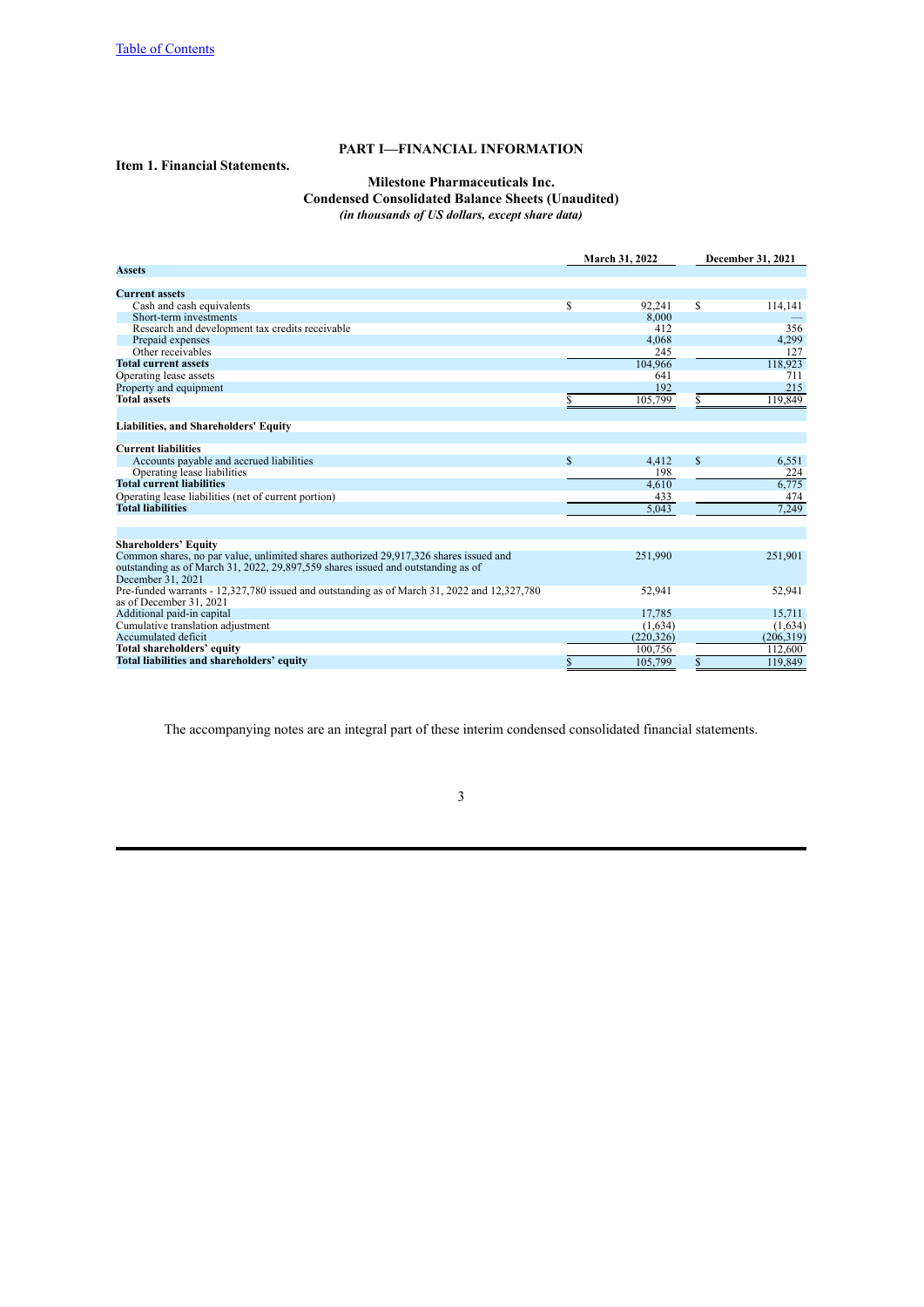# PART I—FINANCIAL INFORMATION

## Item 1. Financial Statements.

### Milestone Pharmaceuticals Inc.
### Condensed Consolidated Balance Sheets (Unaudited)
*(in thousands of US dollars, except share data)*

| | March 31, 2022 | December 31, 2021 |
|---|---|---|
| **Assets** | | |
| **Current assets** | | |
| Cash and cash equivalents | $ 92,241 | $ 114,141 |
| Short-term investments | 8,000 | — |
| Research and development tax credits receivable | 412 | 356 |
| Prepaid expenses | 4,068 | 4,299 |
| Other receivables | 245 | 127 |
| **Total current assets** | 104,966 | 118,923 |
| Operating lease assets | 641 | 711 |
| Property and equipment | 192 | 215 |
| **Total assets** | $ 105,799 | $ 119,849 |
| **Liabilities, and Shareholders' Equity** | | |
| **Current liabilities** | | |
| Accounts payable and accrued liabilities | $ 4,412 | $ 6,551 |
| Operating lease liabilities | 198 | 224 |
| **Total current liabilities** | 4,610 | 6,775 |
| Operating lease liabilities (net of current portion) | 433 | 474 |
| **Total liabilities** | 5,043 | 7,249 |
| **Shareholders' Equity** | | |
| Common shares, no par value, unlimited shares authorized 29,917,326 shares issued and outstanding as of March 31, 2022, 29,897,559 shares issued and outstanding as of December 31, 2021 | 251,990 | 251,901 |
| Pre-funded warrants - 12,327,780 issued and outstanding as of March 31, 2022 and 12,327,780 as of December 31, 2021 | 52,941 | 52,941 |
| Additional paid-in capital | 17,785 | 15,711 |
| Cumulative translation adjustment | (1,634) | (1,634) |
| Accumulated deficit | (220,326) | (206,319) |
| **Total shareholders' equity** | 100,756 | 112,600 |
| **Total liabilities and shareholders' equity** | $ 105,799 | $ 119,849 |

The accompanying notes are an integral part of these interim condensed consolidated financial statements.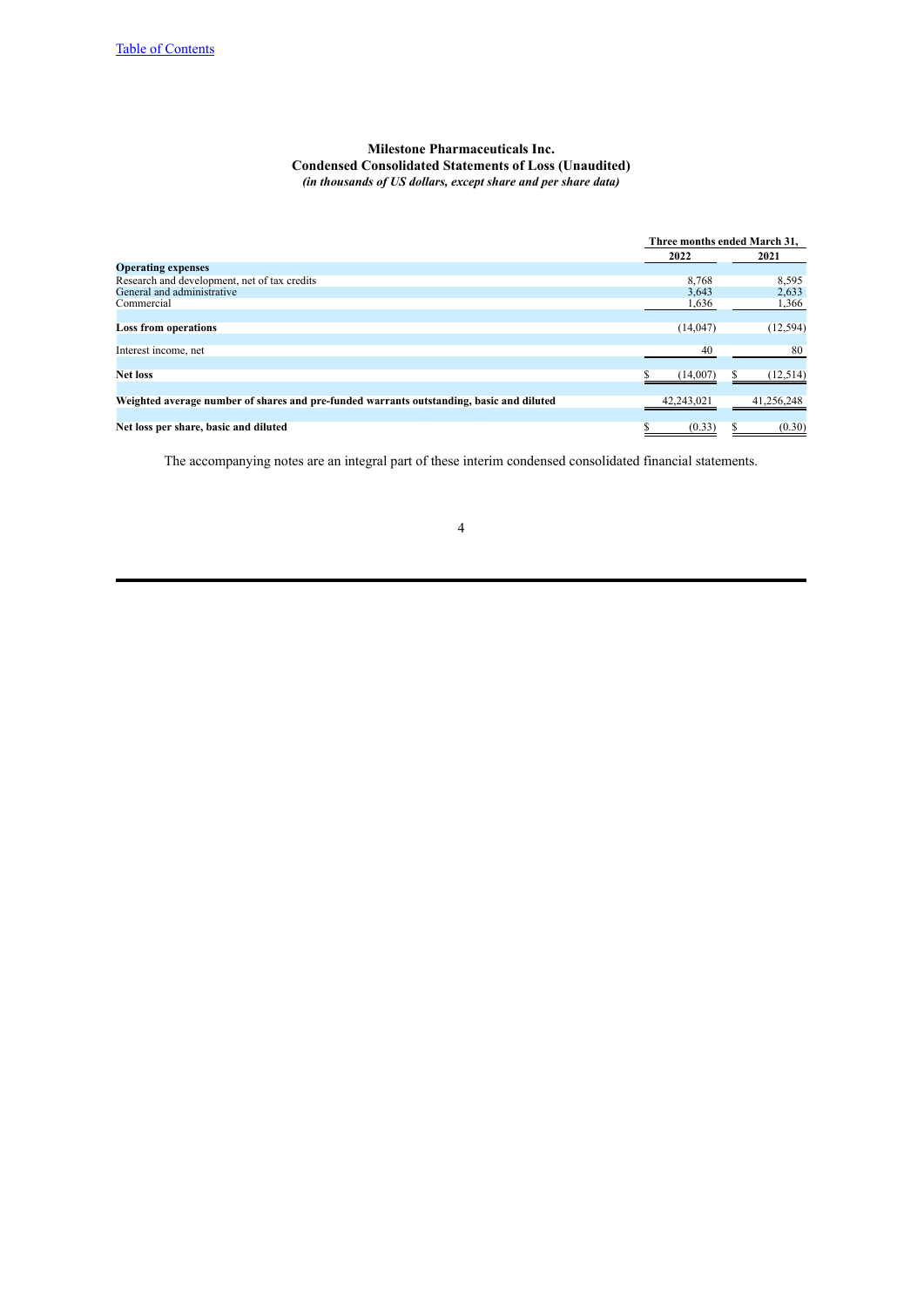**Milestone Pharmaceuticals Inc.**
**Condensed Consolidated Statements of Loss (Unaudited)**
***(in thousands of US dollars, except share and per share data)***

| | Three months ended March 31, | |
|---|---|---|
| | 2022 | 2021 |
| **Operating expenses** | | |
| Research and development, net of tax credits | 8,768 | 8,595 |
| General and administrative | 3,643 | 2,633 |
| Commercial | 1,636 | 1,366 |
| **Loss from operations** | (14,047) | (12,594) |
| Interest income, net | 40 | 80 |
| **Net loss** | $ (14,007) | $ (12,514) |
| **Weighted average number of shares and pre-funded warrants outstanding, basic and diluted** | 42,243,021 | 41,256,248 |
| **Net loss per share, basic and diluted** | $ (0.33) | $ (0.30) |

The accompanying notes are an integral part of these interim condensed consolidated financial statements.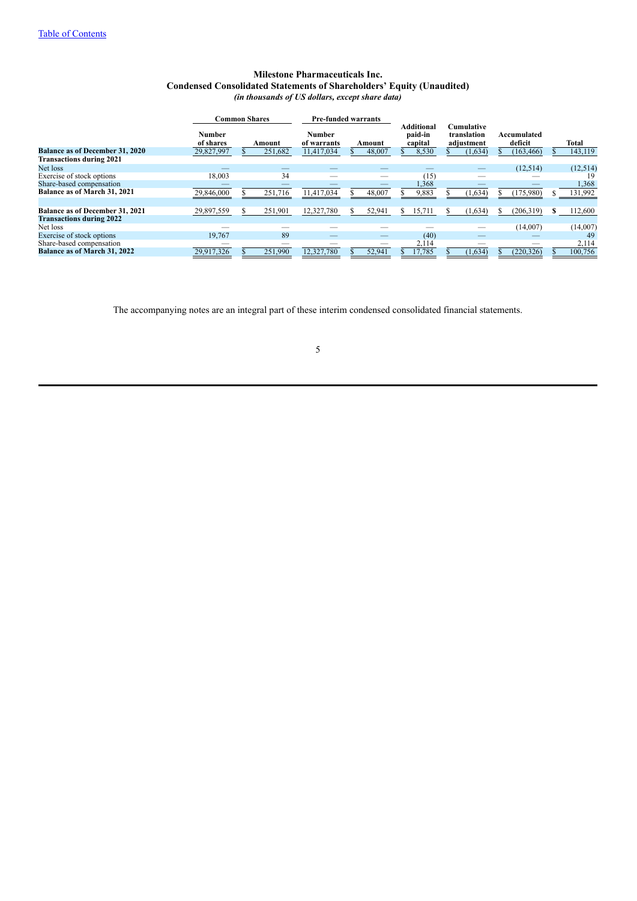[Table of Contents](#)

**Milestone Pharmaceuticals Inc.**
**Condensed Consolidated Statements of Shareholders' Equity (Unaudited)**
*(in thousands of US dollars, except share data)*

| | Common Shares | | Pre-funded warrants | | | | | |
|---|---|---|---|---|---|---|---|---|
| | Number of shares | Amount | Number of warrants | Amount | Additional paid-in capital | Cumulative translation adjustment | Accumulated deficit | Total |
| **Balance as of December 31, 2020** | 29,827,997 | $ 251,682 | 11,417,034 | $ 48,007 | $ 8,530 | $ (1,634) | $ (163,466) | $ 143,119 |
| **Transactions during 2021** | | | | | | | | |
| Net loss | — | — | — | — | — | — | (12,514) | (12,514) |
| Exercise of stock options | 18,003 | 34 | — | — | (15) | — | — | 19 |
| Share-based compensation | — | — | — | — | 1,368 | — | — | 1,368 |
| **Balance as of March 31, 2021** | 29,846,000 | $ 251,716 | 11,417,034 | $ 48,007 | $ 9,883 | $ (1,634) | $ (175,980) | $ 131,992 |
| | | | | | | | | |
| **Balance as of December 31, 2021** | 29,897,559 | $ 251,901 | 12,327,780 | $ 52,941 | $ 15,711 | $ (1,634) | $ (206,319) | **$** 112,600 |
| **Transactions during 2022** | | | | | | | | |
| Net loss | — | — | — | — | — | — | (14,007) | (14,007) |
| Exercise of stock options | 19,767 | 89 | — | — | (40) | — | — | 49 |
| Share-based compensation | — | — | — | — | 2,114 | — | — | 2,114 |
| **Balance as of March 31, 2022** | 29,917,326 | $ 251,990 | 12,327,780 | $ 52,941 | $ 17,785 | $ (1,634) | $ (220,326) | $ 100,756 |

The accompanying notes are an integral part of these interim condensed consolidated financial statements.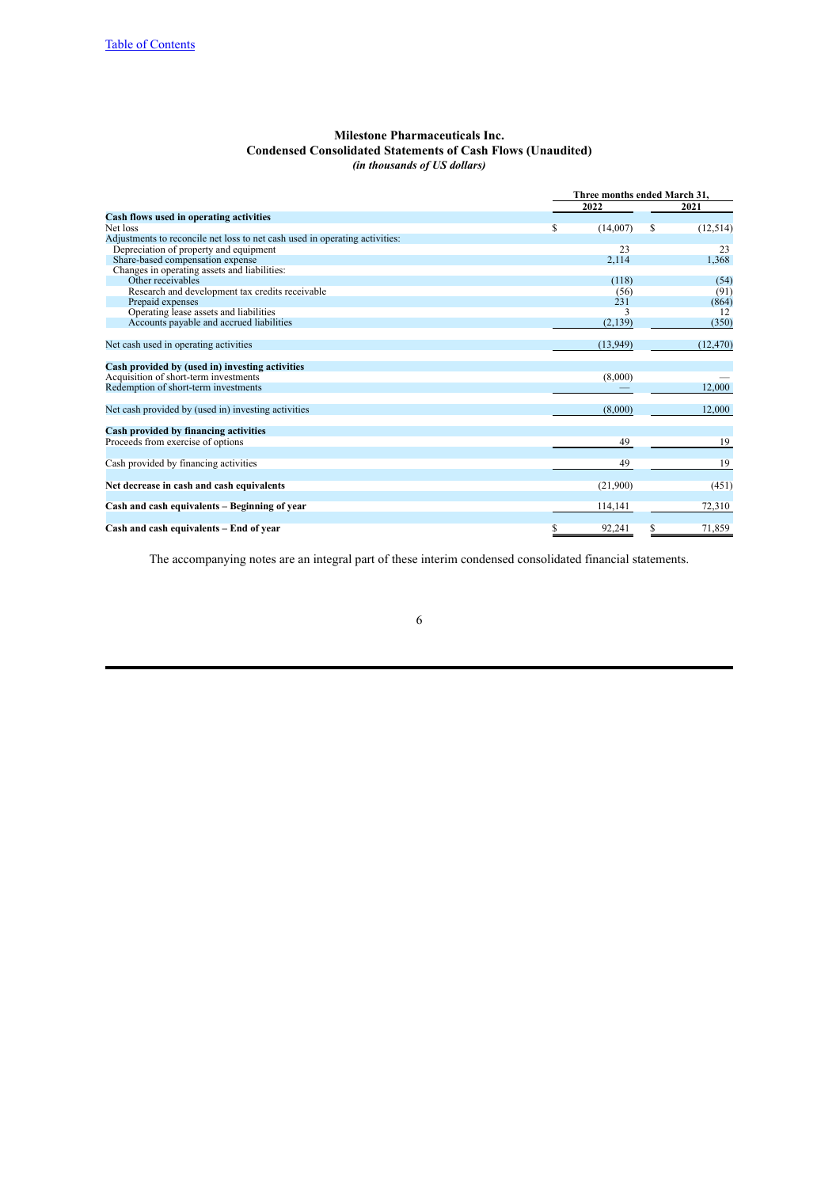[Table of Contents](#)

**Milestone Pharmaceuticals Inc.**
**Condensed Consolidated Statements of Cash Flows (Unaudited)**
*(in thousands of US dollars)*

| | Three months ended March 31, | |
|---|---|---|
| | 2022 | 2021 |
| **Cash flows used in operating activities** | | |
| Net loss | $ (14,007) | $ (12,514) |
| Adjustments to reconcile net loss to net cash used in operating activities: | | |
| Depreciation of property and equipment | 23 | 23 |
| Share-based compensation expense | 2,114 | 1,368 |
| Changes in operating assets and liabilities: | | |
| Other receivables | (118) | (54) |
| Research and development tax credits receivable | (56) | (91) |
| Prepaid expenses | 231 | (864) |
| Operating lease assets and liabilities | 3 | 12 |
| Accounts payable and accrued liabilities | (2,139) | (350) |
| Net cash used in operating activities | (13,949) | (12,470) |
| **Cash provided by (used in) investing activities** | | |
| Acquisition of short-term investments | (8,000) | — |
| Redemption of short-term investments | — | 12,000 |
| Net cash provided by (used in) investing activities | (8,000) | 12,000 |
| **Cash provided by financing activities** | | |
| Proceeds from exercise of options | 49 | 19 |
| Cash provided by financing activities | 49 | 19 |
| **Net decrease in cash and cash equivalents** | (21,900) | (451) |
| **Cash and cash equivalents – Beginning of year** | 114,141 | 72,310 |
| **Cash and cash equivalents – End of year** | $ 92,241 | $ 71,859 |

The accompanying notes are an integral part of these interim condensed consolidated financial statements.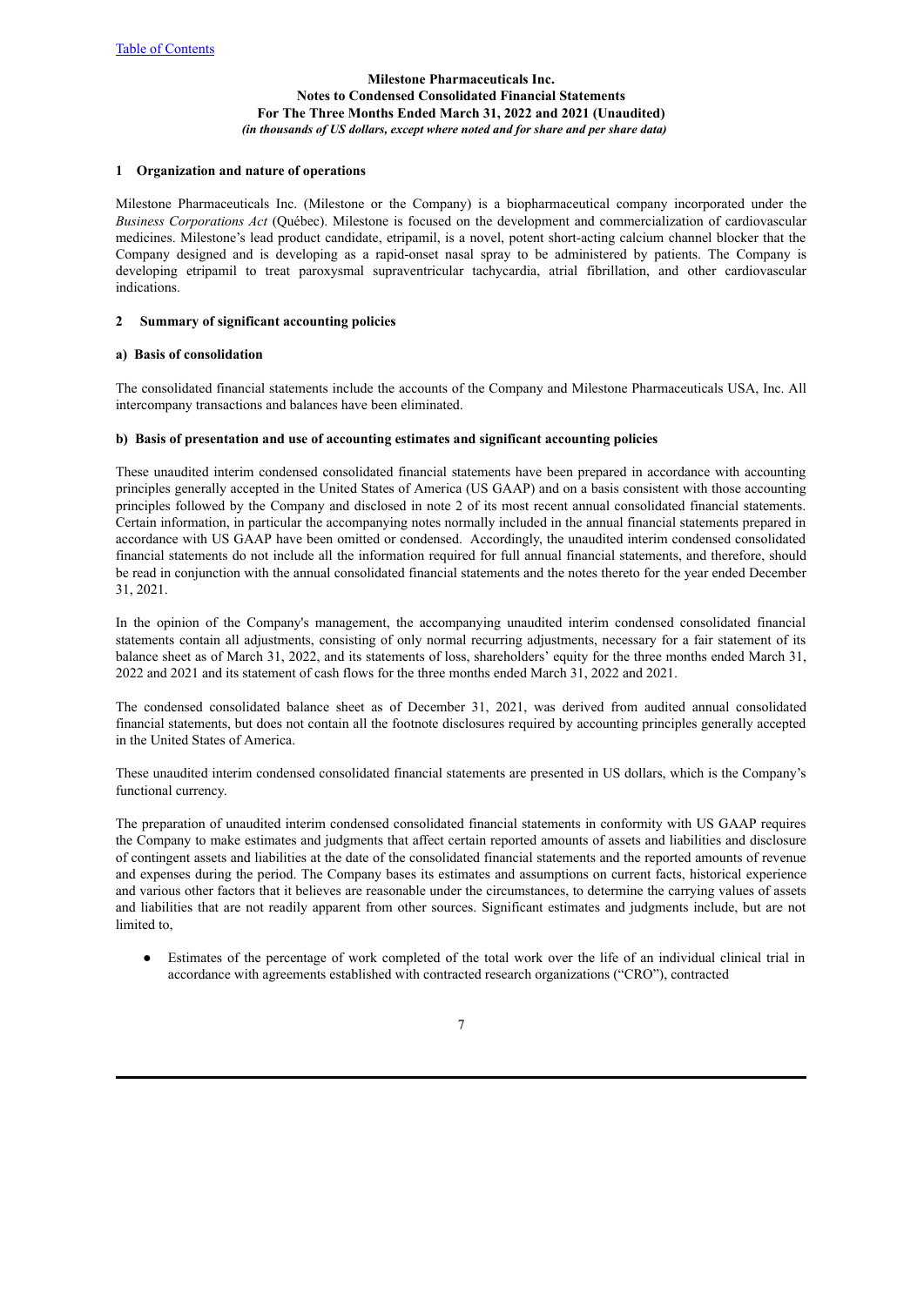**Milestone Pharmaceuticals Inc.**
**Notes to Condensed Consolidated Financial Statements**
**For The Three Months Ended March 31, 2022 and 2021 (Unaudited)**
***(in thousands of US dollars, except where noted and for share and per share data)***

## 1 Organization and nature of operations

Milestone Pharmaceuticals Inc. (Milestone or the Company) is a biopharmaceutical company incorporated under the *Business Corporations Act* (Québec). Milestone is focused on the development and commercialization of cardiovascular medicines. Milestone's lead product candidate, etripamil, is a novel, potent short-acting calcium channel blocker that the Company designed and is developing as a rapid-onset nasal spray to be administered by patients. The Company is developing etripamil to treat paroxysmal supraventricular tachycardia, atrial fibrillation, and other cardiovascular indications.

## 2 Summary of significant accounting policies

### a) Basis of consolidation

The consolidated financial statements include the accounts of the Company and Milestone Pharmaceuticals USA, Inc. All intercompany transactions and balances have been eliminated.

### b) Basis of presentation and use of accounting estimates and significant accounting policies

These unaudited interim condensed consolidated financial statements have been prepared in accordance with accounting principles generally accepted in the United States of America (US GAAP) and on a basis consistent with those accounting principles followed by the Company and disclosed in note 2 of its most recent annual consolidated financial statements. Certain information, in particular the accompanying notes normally included in the annual financial statements prepared in accordance with US GAAP have been omitted or condensed. Accordingly, the unaudited interim condensed consolidated financial statements do not include all the information required for full annual financial statements, and therefore, should be read in conjunction with the annual consolidated financial statements and the notes thereto for the year ended December 31, 2021.

In the opinion of the Company's management, the accompanying unaudited interim condensed consolidated financial statements contain all adjustments, consisting of only normal recurring adjustments, necessary for a fair statement of its balance sheet as of March 31, 2022, and its statements of loss, shareholders' equity for the three months ended March 31, 2022 and 2021 and its statement of cash flows for the three months ended March 31, 2022 and 2021.

The condensed consolidated balance sheet as of December 31, 2021, was derived from audited annual consolidated financial statements, but does not contain all the footnote disclosures required by accounting principles generally accepted in the United States of America.

These unaudited interim condensed consolidated financial statements are presented in US dollars, which is the Company's functional currency.

The preparation of unaudited interim condensed consolidated financial statements in conformity with US GAAP requires the Company to make estimates and judgments that affect certain reported amounts of assets and liabilities and disclosure of contingent assets and liabilities at the date of the consolidated financial statements and the reported amounts of revenue and expenses during the period. The Company bases its estimates and assumptions on current facts, historical experience and various other factors that it believes are reasonable under the circumstances, to determine the carrying values of assets and liabilities that are not readily apparent from other sources. Significant estimates and judgments include, but are not limited to,

- Estimates of the percentage of work completed of the total work over the life of an individual clinical trial in accordance with agreements established with contracted research organizations ("CRO"), contracted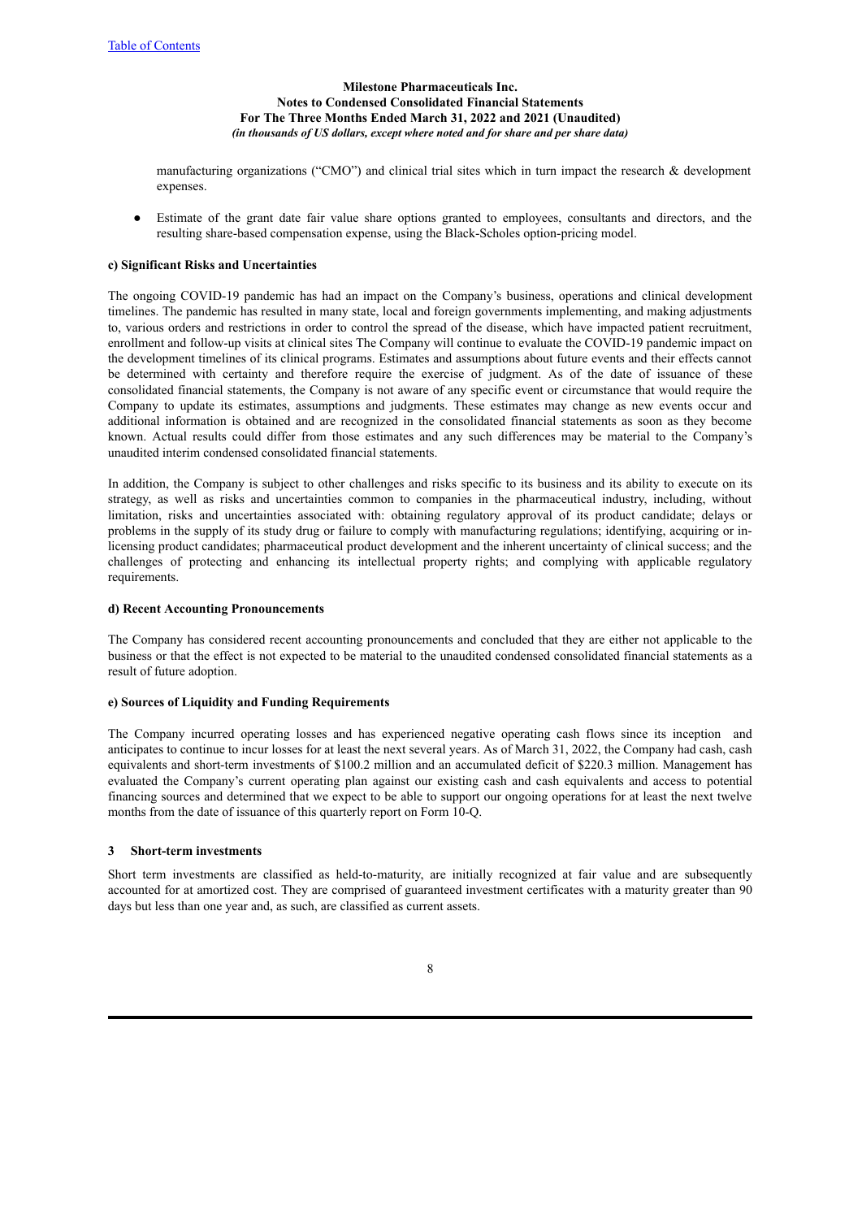manufacturing organizations ("CMO") and clinical trial sites which in turn impact the research & development expenses.

- Estimate of the grant date fair value share options granted to employees, consultants and directors, and the resulting share-based compensation expense, using the Black-Scholes option-pricing model.

**c) Significant Risks and Uncertainties**

The ongoing COVID-19 pandemic has had an impact on the Company's business, operations and clinical development timelines. The pandemic has resulted in many state, local and foreign governments implementing, and making adjustments to, various orders and restrictions in order to control the spread of the disease, which have impacted patient recruitment, enrollment and follow-up visits at clinical sites The Company will continue to evaluate the COVID-19 pandemic impact on the development timelines of its clinical programs. Estimates and assumptions about future events and their effects cannot be determined with certainty and therefore require the exercise of judgment. As of the date of issuance of these consolidated financial statements, the Company is not aware of any specific event or circumstance that would require the Company to update its estimates, assumptions and judgments. These estimates may change as new events occur and additional information is obtained and are recognized in the consolidated financial statements as soon as they become known. Actual results could differ from those estimates and any such differences may be material to the Company's unaudited interim condensed consolidated financial statements.

In addition, the Company is subject to other challenges and risks specific to its business and its ability to execute on its strategy, as well as risks and uncertainties common to companies in the pharmaceutical industry, including, without limitation, risks and uncertainties associated with: obtaining regulatory approval of its product candidate; delays or problems in the supply of its study drug or failure to comply with manufacturing regulations; identifying, acquiring or in-licensing product candidates; pharmaceutical product development and the inherent uncertainty of clinical success; and the challenges of protecting and enhancing its intellectual property rights; and complying with applicable regulatory requirements.

**d) Recent Accounting Pronouncements**

The Company has considered recent accounting pronouncements and concluded that they are either not applicable to the business or that the effect is not expected to be material to the unaudited condensed consolidated financial statements as a result of future adoption.

**e) Sources of Liquidity and Funding Requirements**

The Company incurred operating losses and has experienced negative operating cash flows since its inception and anticipates to continue to incur losses for at least the next several years. As of March 31, 2022, the Company had cash, cash equivalents and short-term investments of $100.2 million and an accumulated deficit of $220.3 million. Management has evaluated the Company's current operating plan against our existing cash and cash equivalents and access to potential financing sources and determined that we expect to be able to support our ongoing operations for at least the next twelve months from the date of issuance of this quarterly report on Form 10-Q.

## 3 Short-term investments

Short term investments are classified as held-to-maturity, are initially recognized at fair value and are subsequently accounted for at amortized cost. They are comprised of guaranteed investment certificates with a maturity greater than 90 days but less than one year and, as such, are classified as current assets.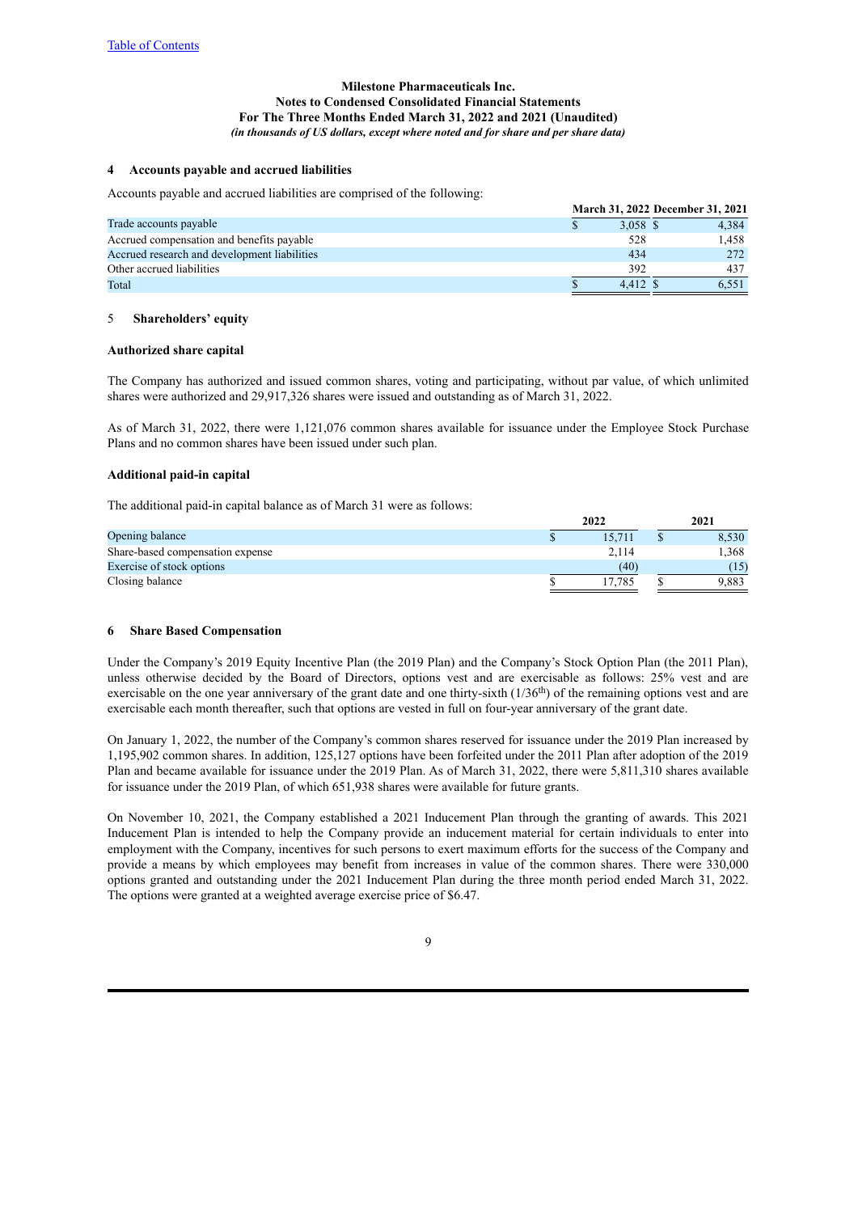[Table of Contents](#)

**Milestone Pharmaceuticals Inc.**
**Notes to Condensed Consolidated Financial Statements**
**For The Three Months Ended March 31, 2022 and 2021 (Unaudited)**
***(in thousands of US dollars, except where noted and for share and per share data)***

## 4 Accounts payable and accrued liabilities

Accounts payable and accrued liabilities are comprised of the following:

| | March 31, 2022 | December 31, 2021 |
|---|---|---|
| Trade accounts payable | $ 3,058 | $ 4,384 |
| Accrued compensation and benefits payable | 528 | 1,458 |
| Accrued research and development liabilities | 434 | 272 |
| Other accrued liabilities | 392 | 437 |
| Total | $ 4,412 | $ 6,551 |

## 5 Shareholders' equity

### Authorized share capital

The Company has authorized and issued common shares, voting and participating, without par value, of which unlimited shares were authorized and 29,917,326 shares were issued and outstanding as of March 31, 2022.

As of March 31, 2022, there were 1,121,076 common shares available for issuance under the Employee Stock Purchase Plans and no common shares have been issued under such plan.

### Additional paid-in capital

The additional paid-in capital balance as of March 31 were as follows:

| | 2022 | 2021 |
|---|---|---|
| Opening balance | $ 15,711 | $ 8,530 |
| Share-based compensation expense | 2,114 | 1,368 |
| Exercise of stock options | (40) | (15) |
| Closing balance | $ 17,785 | $ 9,883 |

## 6 Share Based Compensation

Under the Company's 2019 Equity Incentive Plan (the 2019 Plan) and the Company's Stock Option Plan (the 2011 Plan), unless otherwise decided by the Board of Directors, options vest and are exercisable as follows: 25% vest and are exercisable on the one year anniversary of the grant date and one thirty-sixth (1/36$^{th}$) of the remaining options vest and are exercisable each month thereafter, such that options are vested in full on four-year anniversary of the grant date.

On January 1, 2022, the number of the Company's common shares reserved for issuance under the 2019 Plan increased by 1,195,902 common shares. In addition, 125,127 options have been forfeited under the 2011 Plan after adoption of the 2019 Plan and became available for issuance under the 2019 Plan. As of March 31, 2022, there were 5,811,310 shares available for issuance under the 2019 Plan, of which 651,938 shares were available for future grants.

On November 10, 2021, the Company established a 2021 Inducement Plan through the granting of awards. This 2021 Inducement Plan is intended to help the Company provide an inducement material for certain individuals to enter into employment with the Company, incentives for such persons to exert maximum efforts for the success of the Company and provide a means by which employees may benefit from increases in value of the common shares. There were 330,000 options granted and outstanding under the 2021 Inducement Plan during the three month period ended March 31, 2022. The options were granted at a weighted average exercise price of $6.47.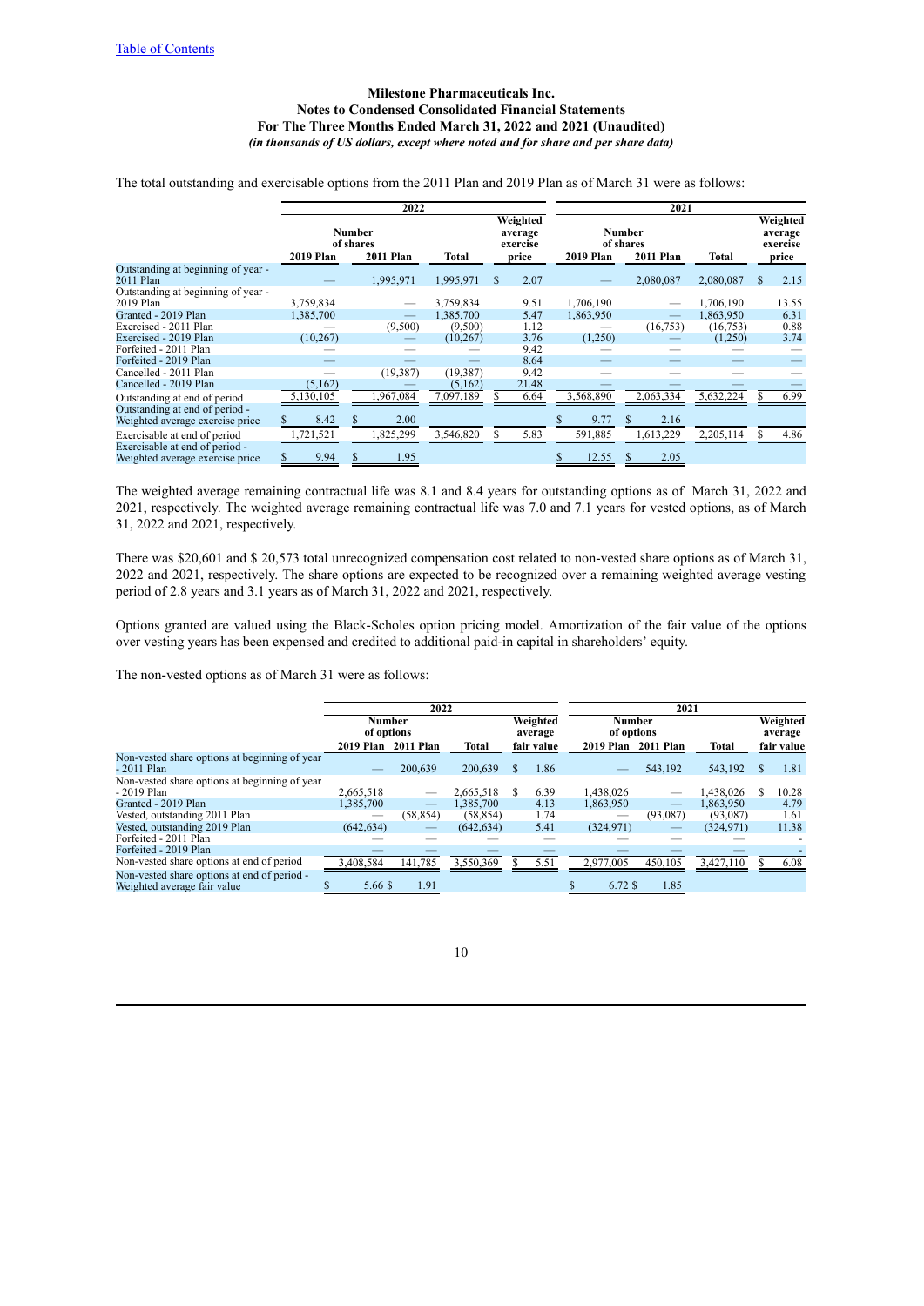[Table of Contents](#)

**Milestone Pharmaceuticals Inc.**
**Notes to Condensed Consolidated Financial Statements**
**For The Three Months Ended March 31, 2022 and 2021 (Unaudited)**
***(in thousands of US dollars, except where noted and for share and per share data)***

The total outstanding and exercisable options from the 2011 Plan and 2019 Plan as of March 31 were as follows:

| | 2022 | | | | 2021 | | | |
|---|---|---|---|---|---|---|---|---|
| | Number of shares | | | Weighted average exercise price | Number of shares | | | Weighted average exercise price |
| | 2019 Plan | 2011 Plan | Total | | 2019 Plan | 2011 Plan | Total | |
| Outstanding at beginning of year - 2011 Plan | — | 1,995,971 | 1,995,971 | $ 2.07 | — | 2,080,087 | 2,080,087 | $ 2.15 |
| Outstanding at beginning of year - 2019 Plan | 3,759,834 | — | 3,759,834 | 9.51 | 1,706,190 | — | 1,706,190 | 13.55 |
| Granted - 2019 Plan | 1,385,700 | — | 1,385,700 | 5.47 | 1,863,950 | — | 1,863,950 | 6.31 |
| Exercised - 2011 Plan | — | (9,500) | (9,500) | 1.12 | — | (16,753) | (16,753) | 0.88 |
| Exercised - 2019 Plan | (10,267) | — | (10,267) | 3.76 | (1,250) | — | (1,250) | 3.74 |
| Forfeited - 2011 Plan | — | — | — | 9.42 | — | — | — | — |
| Forfeited - 2019 Plan | — | — | — | 8.64 | — | — | — | — |
| Cancelled - 2011 Plan | — | (19,387) | (19,387) | 9.42 | — | — | — | — |
| Cancelled - 2019 Plan | (5,162) | — | (5,162) | 21.48 | — | — | — | — |
| Outstanding at end of period | 5,130,105 | 1,967,084 | 7,097,189 | $ 6.64 | 3,568,890 | 2,063,334 | 5,632,224 | $ 6.99 |
| Outstanding at end of period - Weighted average exercise price | $ 8.42 | $ 2.00 | | | $ 9.77 | $ 2.16 | | |
| Exercisable at end of period | 1,721,521 | 1,825,299 | 3,546,820 | $ 5.83 | 591,885 | 1,613,229 | 2,205,114 | $ 4.86 |
| Exercisable at end of period - Weighted average exercise price | $ 9.94 | $ 1.95 | | | $ 12.55 | $ 2.05 | | |

The weighted average remaining contractual life was 8.1 and 8.4 years for outstanding options as of March 31, 2022 and 2021, respectively. The weighted average remaining contractual life was 7.0 and 7.1 years for vested options, as of March 31, 2022 and 2021, respectively.

There was $20,601 and $ 20,573 total unrecognized compensation cost related to non-vested share options as of March 31, 2022 and 2021, respectively. The share options are expected to be recognized over a remaining weighted average vesting period of 2.8 years and 3.1 years as of March 31, 2022 and 2021, respectively.

Options granted are valued using the Black-Scholes option pricing model. Amortization of the fair value of the options over vesting years has been expensed and credited to additional paid-in capital in shareholders' equity.

The non-vested options as of March 31 were as follows:

| | 2022 | | | | 2021 | | | |
|---|---|---|---|---|---|---|---|---|
| | Number of options | | | Weighted average | Number of options | | | Weighted average |
| | 2019 Plan | 2011 Plan | Total | fair value | 2019 Plan | 2011 Plan | Total | fair value |
| Non-vested share options at beginning of year - 2011 Plan | — | 200,639 | 200,639 | $ 1.86 | — | 543,192 | 543,192 | $ 1.81 |
| Non-vested share options at beginning of year - 2019 Plan | 2,665,518 | — | 2,665,518 | $ 6.39 | 1,438,026 | — | 1,438,026 | $ 10.28 |
| Granted - 2019 Plan | 1,385,700 | — | 1,385,700 | 4.13 | 1,863,950 | — | 1,863,950 | 4.79 |
| Vested, outstanding 2011 Plan | — | (58,854) | (58,854) | 1.74 | — | (93,087) | (93,087) | 1.61 |
| Vested, outstanding 2019 Plan | (642,634) | — | (642,634) | 5.41 | (324,971) | — | (324,971) | 11.38 |
| Forfeited - 2011 Plan | — | — | — | — | — | — | — | - |
| Forfeited - 2019 Plan | — | — | — | — | — | — | — | - |
| Non-vested share options at end of period | 3,408,584 | 141,785 | 3,550,369 | $ 5.51 | 2,977,005 | 450,105 | 3,427,110 | $ 6.08 |
| Non-vested share options at end of period - Weighted average fair value | $ 5.66 | $ 1.91 | | | $ 6.72 | $ 1.85 | | |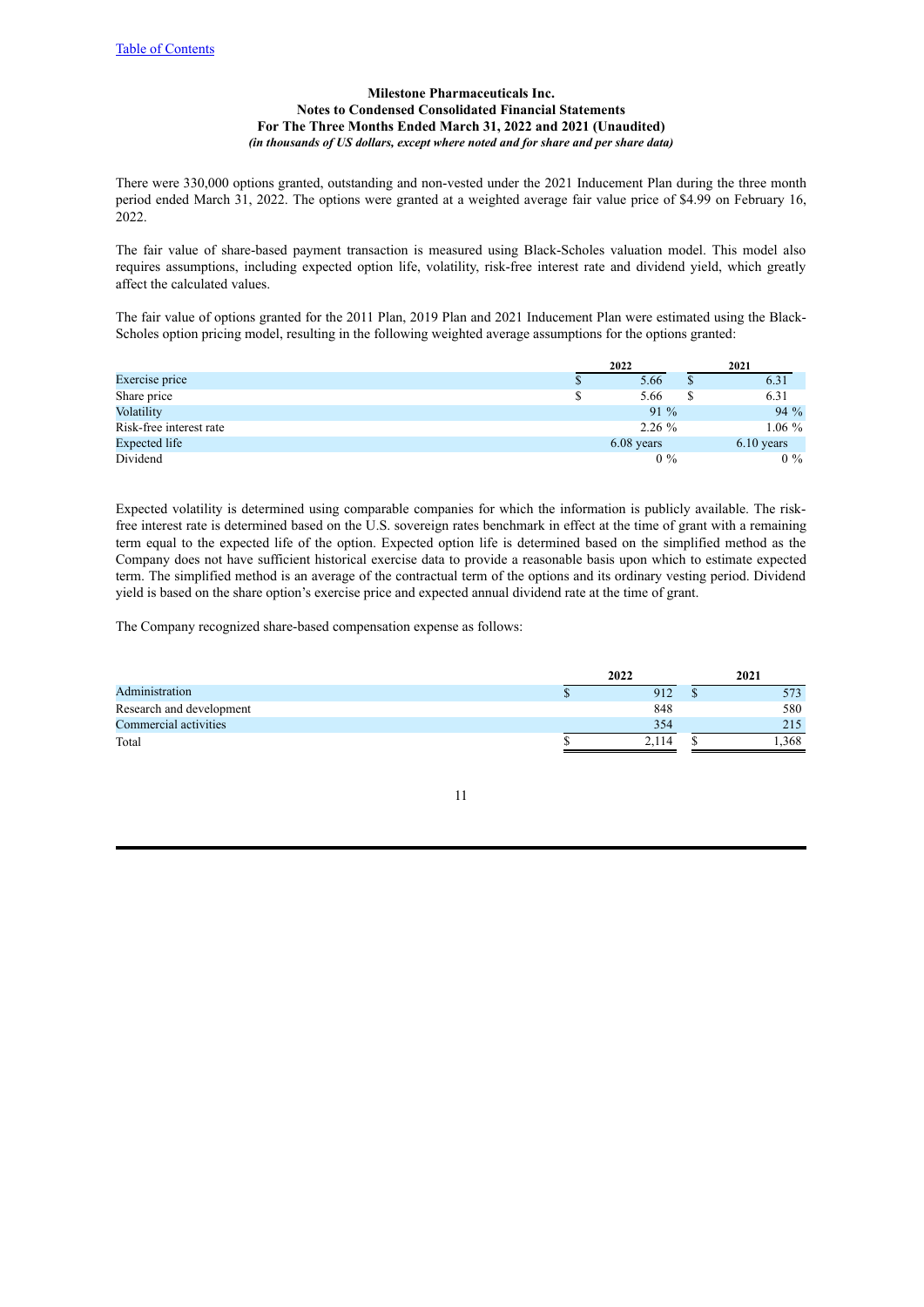Milestone Pharmaceuticals Inc.
Notes to Condensed Consolidated Financial Statements
For The Three Months Ended March 31, 2022 and 2021 (Unaudited)
*(in thousands of US dollars, except where noted and for share and per share data)*

There were 330,000 options granted, outstanding and non-vested under the 2021 Inducement Plan during the three month period ended March 31, 2022. The options were granted at a weighted average fair value price of $4.99 on February 16, 2022.

The fair value of share-based payment transaction is measured using Black-Scholes valuation model. This model also requires assumptions, including expected option life, volatility, risk-free interest rate and dividend yield, which greatly affect the calculated values.

The fair value of options granted for the 2011 Plan, 2019 Plan and 2021 Inducement Plan were estimated using the Black-Scholes option pricing model, resulting in the following weighted average assumptions for the options granted:

| | 2022 | 2021 |
|---|---|---|
| Exercise price | $ 5.66 | $ 6.31 |
| Share price | $ 5.66 | $ 6.31 |
| Volatility | 91 % | 94 % |
| Risk-free interest rate | 2.26 % | 1.06 % |
| Expected life | 6.08 years | 6.10 years |
| Dividend | 0 % | 0 % |

Expected volatility is determined using comparable companies for which the information is publicly available. The risk-free interest rate is determined based on the U.S. sovereign rates benchmark in effect at the time of grant with a remaining term equal to the expected life of the option. Expected option life is determined based on the simplified method as the Company does not have sufficient historical exercise data to provide a reasonable basis upon which to estimate expected term. The simplified method is an average of the contractual term of the options and its ordinary vesting period. Dividend yield is based on the share option's exercise price and expected annual dividend rate at the time of grant.

The Company recognized share-based compensation expense as follows:

| | 2022 | 2021 |
|---|---|---|
| Administration | $ 912 | $ 573 |
| Research and development | 848 | 580 |
| Commercial activities | 354 | 215 |
| Total | $ 2,114 | $ 1,368 |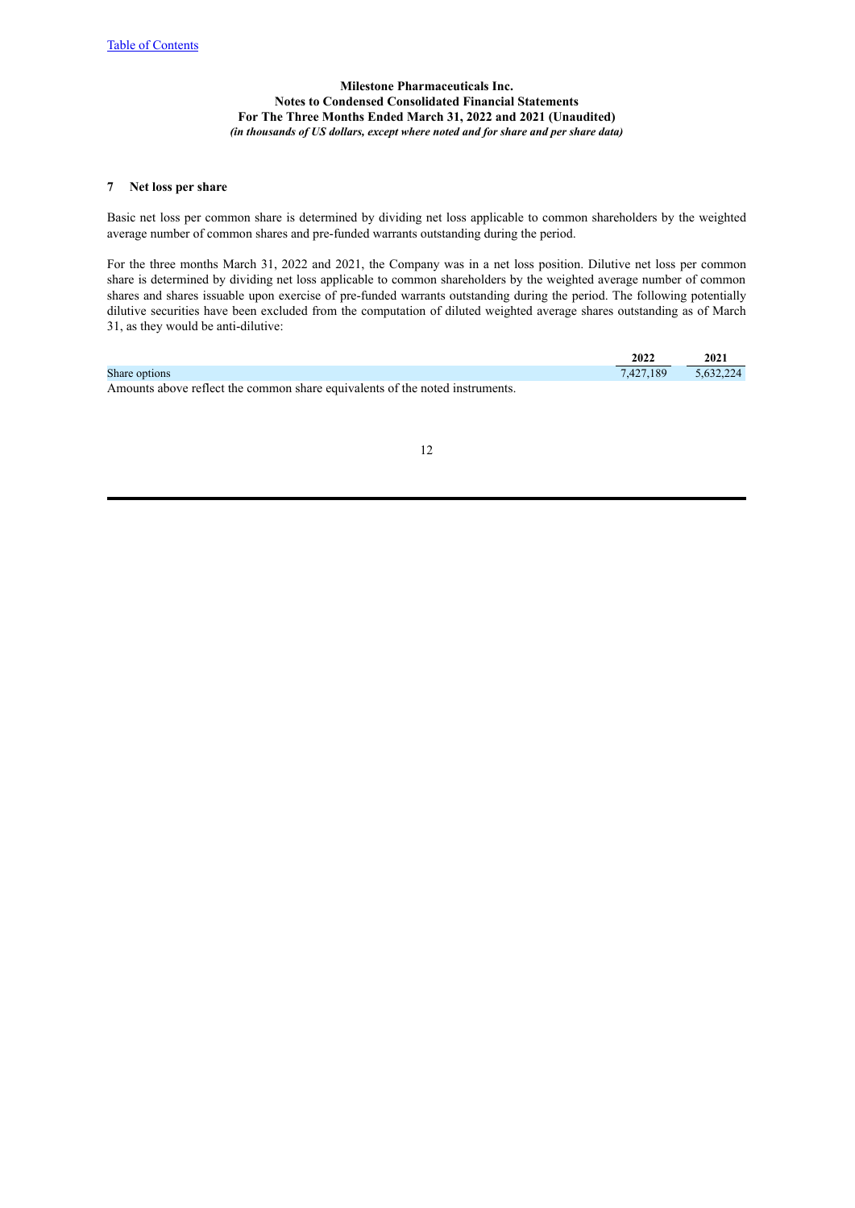Milestone Pharmaceuticals Inc.
Notes to Condensed Consolidated Financial Statements
For The Three Months Ended March 31, 2022 and 2021 (Unaudited)
*(in thousands of US dollars, except where noted and for share and per share data)*

## 7 Net loss per share

Basic net loss per common share is determined by dividing net loss applicable to common shareholders by the weighted average number of common shares and pre-funded warrants outstanding during the period.

For the three months March 31, 2022 and 2021, the Company was in a net loss position. Dilutive net loss per common share is determined by dividing net loss applicable to common shareholders by the weighted average number of common shares and shares issuable upon exercise of pre-funded warrants outstanding during the period. The following potentially dilutive securities have been excluded from the computation of diluted weighted average shares outstanding as of March 31, as they would be anti-dilutive:

| | 2022 | 2021 |
|---|---|---|
| Share options | 7,427,189 | 5,632,224 |

Amounts above reflect the common share equivalents of the noted instruments.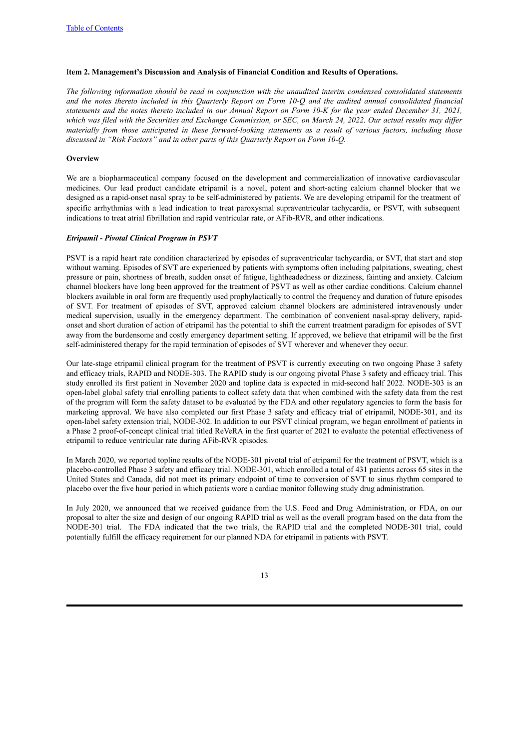[Table of Contents](#)

## Item 2. Management's Discussion and Analysis of Financial Condition and Results of Operations.

*The following information should be read in conjunction with the unaudited interim condensed consolidated statements and the notes thereto included in this Quarterly Report on Form 10-Q and the audited annual consolidated financial statements and the notes thereto included in our Annual Report on Form 10-K for the year ended December 31, 2021, which was filed with the Securities and Exchange Commission, or SEC, on March 24, 2022. Our actual results may differ materially from those anticipated in these forward-looking statements as a result of various factors, including those discussed in "Risk Factors" and in other parts of this Quarterly Report on Form 10-Q.*

### Overview

We are a biopharmaceutical company focused on the development and commercialization of innovative cardiovascular medicines. Our lead product candidate etripamil is a novel, potent and short-acting calcium channel blocker that we designed as a rapid-onset nasal spray to be self-administered by patients. We are developing etripamil for the treatment of specific arrhythmias with a lead indication to treat paroxysmal supraventricular tachycardia, or PSVT, with subsequent indications to treat atrial fibrillation and rapid ventricular rate, or AFib-RVR, and other indications.

#### *Etripamil - Pivotal Clinical Program in PSVT*

PSVT is a rapid heart rate condition characterized by episodes of supraventricular tachycardia, or SVT, that start and stop without warning. Episodes of SVT are experienced by patients with symptoms often including palpitations, sweating, chest pressure or pain, shortness of breath, sudden onset of fatigue, lightheadedness or dizziness, fainting and anxiety. Calcium channel blockers have long been approved for the treatment of PSVT as well as other cardiac conditions. Calcium channel blockers available in oral form are frequently used prophylactically to control the frequency and duration of future episodes of SVT. For treatment of episodes of SVT, approved calcium channel blockers are administered intravenously under medical supervision, usually in the emergency department. The combination of convenient nasal-spray delivery, rapid-onset and short duration of action of etripamil has the potential to shift the current treatment paradigm for episodes of SVT away from the burdensome and costly emergency department setting. If approved, we believe that etripamil will be the first self-administered therapy for the rapid termination of episodes of SVT wherever and whenever they occur.

Our late-stage etripamil clinical program for the treatment of PSVT is currently executing on two ongoing Phase 3 safety and efficacy trials, RAPID and NODE-303. The RAPID study is our ongoing pivotal Phase 3 safety and efficacy trial. This study enrolled its first patient in November 2020 and topline data is expected in mid-second half 2022. NODE-303 is an open-label global safety trial enrolling patients to collect safety data that when combined with the safety data from the rest of the program will form the safety dataset to be evaluated by the FDA and other regulatory agencies to form the basis for marketing approval. We have also completed our first Phase 3 safety and efficacy trial of etripamil, NODE-301, and its open-label safety extension trial, NODE-302. In addition to our PSVT clinical program, we began enrollment of patients in a Phase 2 proof-of-concept clinical trial titled ReVeRA in the first quarter of 2021 to evaluate the potential effectiveness of etripamil to reduce ventricular rate during AFib-RVR episodes.

In March 2020, we reported topline results of the NODE-301 pivotal trial of etripamil for the treatment of PSVT, which is a placebo-controlled Phase 3 safety and efficacy trial. NODE-301, which enrolled a total of 431 patients across 65 sites in the United States and Canada, did not meet its primary endpoint of time to conversion of SVT to sinus rhythm compared to placebo over the five hour period in which patients wore a cardiac monitor following study drug administration.

In July 2020, we announced that we received guidance from the U.S. Food and Drug Administration, or FDA, on our proposal to alter the size and design of our ongoing RAPID trial as well as the overall program based on the data from the NODE-301 trial. The FDA indicated that the two trials, the RAPID trial and the completed NODE-301 trial, could potentially fulfill the efficacy requirement for our planned NDA for etripamil in patients with PSVT.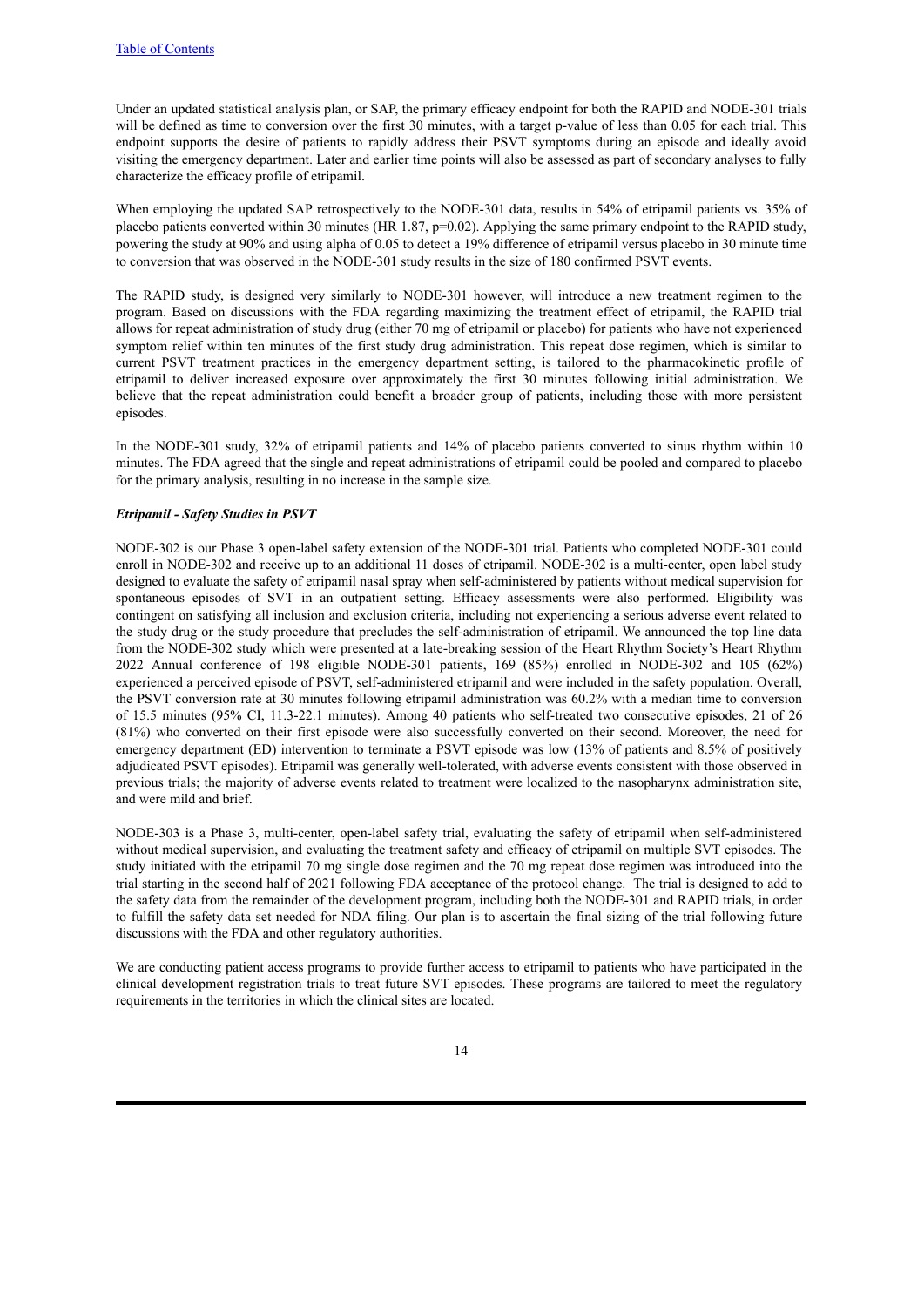Under an updated statistical analysis plan, or SAP, the primary efficacy endpoint for both the RAPID and NODE-301 trials will be defined as time to conversion over the first 30 minutes, with a target p-value of less than 0.05 for each trial. This endpoint supports the desire of patients to rapidly address their PSVT symptoms during an episode and ideally avoid visiting the emergency department. Later and earlier time points will also be assessed as part of secondary analyses to fully characterize the efficacy profile of etripamil.

When employing the updated SAP retrospectively to the NODE-301 data, results in 54% of etripamil patients vs. 35% of placebo patients converted within 30 minutes (HR 1.87, p=0.02). Applying the same primary endpoint to the RAPID study, powering the study at 90% and using alpha of 0.05 to detect a 19% difference of etripamil versus placebo in 30 minute time to conversion that was observed in the NODE-301 study results in the size of 180 confirmed PSVT events.

The RAPID study, is designed very similarly to NODE-301 however, will introduce a new treatment regimen to the program. Based on discussions with the FDA regarding maximizing the treatment effect of etripamil, the RAPID trial allows for repeat administration of study drug (either 70 mg of etripamil or placebo) for patients who have not experienced symptom relief within ten minutes of the first study drug administration. This repeat dose regimen, which is similar to current PSVT treatment practices in the emergency department setting, is tailored to the pharmacokinetic profile of etripamil to deliver increased exposure over approximately the first 30 minutes following initial administration. We believe that the repeat administration could benefit a broader group of patients, including those with more persistent episodes.

In the NODE-301 study, 32% of etripamil patients and 14% of placebo patients converted to sinus rhythm within 10 minutes. The FDA agreed that the single and repeat administrations of etripamil could be pooled and compared to placebo for the primary analysis, resulting in no increase in the sample size.

***Etripamil - Safety Studies in PSVT***

NODE-302 is our Phase 3 open-label safety extension of the NODE-301 trial. Patients who completed NODE-301 could enroll in NODE-302 and receive up to an additional 11 doses of etripamil. NODE-302 is a multi-center, open label study designed to evaluate the safety of etripamil nasal spray when self-administered by patients without medical supervision for spontaneous episodes of SVT in an outpatient setting. Efficacy assessments were also performed. Eligibility was contingent on satisfying all inclusion and exclusion criteria, including not experiencing a serious adverse event related to the study drug or the study procedure that precludes the self-administration of etripamil. We announced the top line data from the NODE-302 study which were presented at a late-breaking session of the Heart Rhythm Society's Heart Rhythm 2022 Annual conference of 198 eligible NODE-301 patients, 169 (85%) enrolled in NODE-302 and 105 (62%) experienced a perceived episode of PSVT, self-administered etripamil and were included in the safety population. Overall, the PSVT conversion rate at 30 minutes following etripamil administration was 60.2% with a median time to conversion of 15.5 minutes (95% CI, 11.3-22.1 minutes). Among 40 patients who self-treated two consecutive episodes, 21 of 26 (81%) who converted on their first episode were also successfully converted on their second. Moreover, the need for emergency department (ED) intervention to terminate a PSVT episode was low (13% of patients and 8.5% of positively adjudicated PSVT episodes). Etripamil was generally well-tolerated, with adverse events consistent with those observed in previous trials; the majority of adverse events related to treatment were localized to the nasopharynx administration site, and were mild and brief.

NODE-303 is a Phase 3, multi-center, open-label safety trial, evaluating the safety of etripamil when self-administered without medical supervision, and evaluating the treatment safety and efficacy of etripamil on multiple SVT episodes. The study initiated with the etripamil 70 mg single dose regimen and the 70 mg repeat dose regimen was introduced into the trial starting in the second half of 2021 following FDA acceptance of the protocol change. The trial is designed to add to the safety data from the remainder of the development program, including both the NODE-301 and RAPID trials, in order to fulfill the safety data set needed for NDA filing. Our plan is to ascertain the final sizing of the trial following future discussions with the FDA and other regulatory authorities.

We are conducting patient access programs to provide further access to etripamil to patients who have participated in the clinical development registration trials to treat future SVT episodes. These programs are tailored to meet the regulatory requirements in the territories in which the clinical sites are located.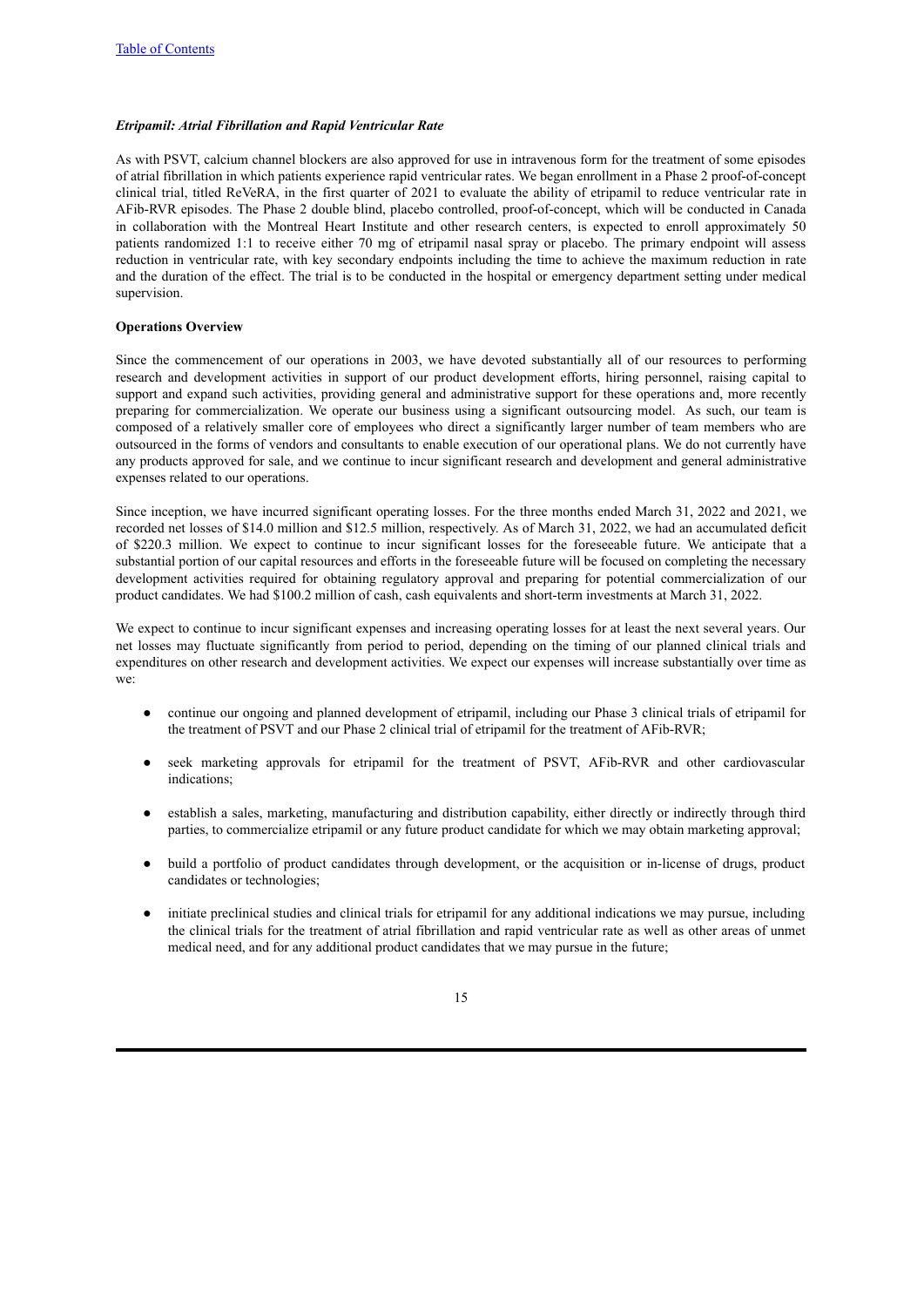*Etripamil: Atrial Fibrillation and Rapid Ventricular Rate*

As with PSVT, calcium channel blockers are also approved for use in intravenous form for the treatment of some episodes of atrial fibrillation in which patients experience rapid ventricular rates. We began enrollment in a Phase 2 proof-of-concept clinical trial, titled ReVeRA, in the first quarter of 2021 to evaluate the ability of etripamil to reduce ventricular rate in AFib-RVR episodes. The Phase 2 double blind, placebo controlled, proof-of-concept, which will be conducted in Canada in collaboration with the Montreal Heart Institute and other research centers, is expected to enroll approximately 50 patients randomized 1:1 to receive either 70 mg of etripamil nasal spray or placebo. The primary endpoint will assess reduction in ventricular rate, with key secondary endpoints including the time to achieve the maximum reduction in rate and the duration of the effect. The trial is to be conducted in the hospital or emergency department setting under medical supervision.

**Operations Overview**

Since the commencement of our operations in 2003, we have devoted substantially all of our resources to performing research and development activities in support of our product development efforts, hiring personnel, raising capital to support and expand such activities, providing general and administrative support for these operations and, more recently preparing for commercialization. We operate our business using a significant outsourcing model. As such, our team is composed of a relatively smaller core of employees who direct a significantly larger number of team members who are outsourced in the forms of vendors and consultants to enable execution of our operational plans. We do not currently have any products approved for sale, and we continue to incur significant research and development and general administrative expenses related to our operations.

Since inception, we have incurred significant operating losses. For the three months ended March 31, 2022 and 2021, we recorded net losses of $14.0 million and $12.5 million, respectively. As of March 31, 2022, we had an accumulated deficit of $220.3 million. We expect to continue to incur significant losses for the foreseeable future. We anticipate that a substantial portion of our capital resources and efforts in the foreseeable future will be focused on completing the necessary development activities required for obtaining regulatory approval and preparing for potential commercialization of our product candidates. We had $100.2 million of cash, cash equivalents and short-term investments at March 31, 2022.

We expect to continue to incur significant expenses and increasing operating losses for at least the next several years. Our net losses may fluctuate significantly from period to period, depending on the timing of our planned clinical trials and expenditures on other research and development activities. We expect our expenses will increase substantially over time as we:

- continue our ongoing and planned development of etripamil, including our Phase 3 clinical trials of etripamil for the treatment of PSVT and our Phase 2 clinical trial of etripamil for the treatment of AFib-RVR;
- seek marketing approvals for etripamil for the treatment of PSVT, AFib-RVR and other cardiovascular indications;
- establish a sales, marketing, manufacturing and distribution capability, either directly or indirectly through third parties, to commercialize etripamil or any future product candidate for which we may obtain marketing approval;
- build a portfolio of product candidates through development, or the acquisition or in-license of drugs, product candidates or technologies;
- initiate preclinical studies and clinical trials for etripamil for any additional indications we may pursue, including the clinical trials for the treatment of atrial fibrillation and rapid ventricular rate as well as other areas of unmet medical need, and for any additional product candidates that we may pursue in the future;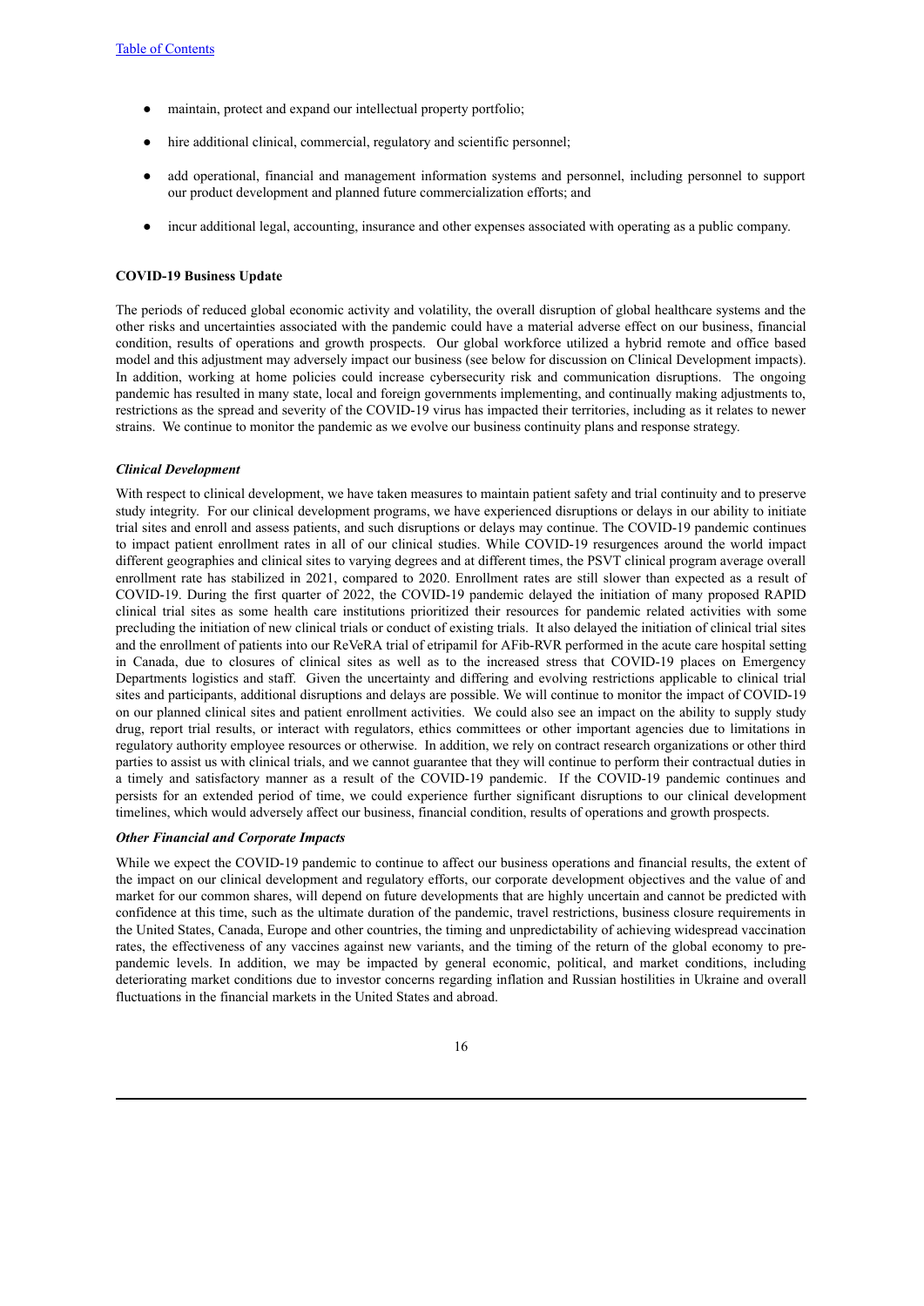- maintain, protect and expand our intellectual property portfolio;
- hire additional clinical, commercial, regulatory and scientific personnel;
- add operational, financial and management information systems and personnel, including personnel to support our product development and planned future commercialization efforts; and
- incur additional legal, accounting, insurance and other expenses associated with operating as a public company.

**COVID-19 Business Update**

The periods of reduced global economic activity and volatility, the overall disruption of global healthcare systems and the other risks and uncertainties associated with the pandemic could have a material adverse effect on our business, financial condition, results of operations and growth prospects. Our global workforce utilized a hybrid remote and office based model and this adjustment may adversely impact our business (see below for discussion on Clinical Development impacts). In addition, working at home policies could increase cybersecurity risk and communication disruptions. The ongoing pandemic has resulted in many state, local and foreign governments implementing, and continually making adjustments to, restrictions as the spread and severity of the COVID-19 virus has impacted their territories, including as it relates to newer strains. We continue to monitor the pandemic as we evolve our business continuity plans and response strategy.

***Clinical Development***

With respect to clinical development, we have taken measures to maintain patient safety and trial continuity and to preserve study integrity. For our clinical development programs, we have experienced disruptions or delays in our ability to initiate trial sites and enroll and assess patients, and such disruptions or delays may continue. The COVID-19 pandemic continues to impact patient enrollment rates in all of our clinical studies. While COVID-19 resurgences around the world impact different geographies and clinical sites to varying degrees and at different times, the PSVT clinical program average overall enrollment rate has stabilized in 2021, compared to 2020. Enrollment rates are still slower than expected as a result of COVID-19. During the first quarter of 2022, the COVID-19 pandemic delayed the initiation of many proposed RAPID clinical trial sites as some health care institutions prioritized their resources for pandemic related activities with some precluding the initiation of new clinical trials or conduct of existing trials. It also delayed the initiation of clinical trial sites and the enrollment of patients into our ReVeRA trial of etripamil for AFib-RVR performed in the acute care hospital setting in Canada, due to closures of clinical sites as well as to the increased stress that COVID-19 places on Emergency Departments logistics and staff. Given the uncertainty and differing and evolving restrictions applicable to clinical trial sites and participants, additional disruptions and delays are possible. We will continue to monitor the impact of COVID-19 on our planned clinical sites and patient enrollment activities. We could also see an impact on the ability to supply study drug, report trial results, or interact with regulators, ethics committees or other important agencies due to limitations in regulatory authority employee resources or otherwise. In addition, we rely on contract research organizations or other third parties to assist us with clinical trials, and we cannot guarantee that they will continue to perform their contractual duties in a timely and satisfactory manner as a result of the COVID-19 pandemic. If the COVID-19 pandemic continues and persists for an extended period of time, we could experience further significant disruptions to our clinical development timelines, which would adversely affect our business, financial condition, results of operations and growth prospects.

***Other Financial and Corporate Impacts***

While we expect the COVID-19 pandemic to continue to affect our business operations and financial results, the extent of the impact on our clinical development and regulatory efforts, our corporate development objectives and the value of and market for our common shares, will depend on future developments that are highly uncertain and cannot be predicted with confidence at this time, such as the ultimate duration of the pandemic, travel restrictions, business closure requirements in the United States, Canada, Europe and other countries, the timing and unpredictability of achieving widespread vaccination rates, the effectiveness of any vaccines against new variants, and the timing of the return of the global economy to pre-pandemic levels. In addition, we may be impacted by general economic, political, and market conditions, including deteriorating market conditions due to investor concerns regarding inflation and Russian hostilities in Ukraine and overall fluctuations in the financial markets in the United States and abroad.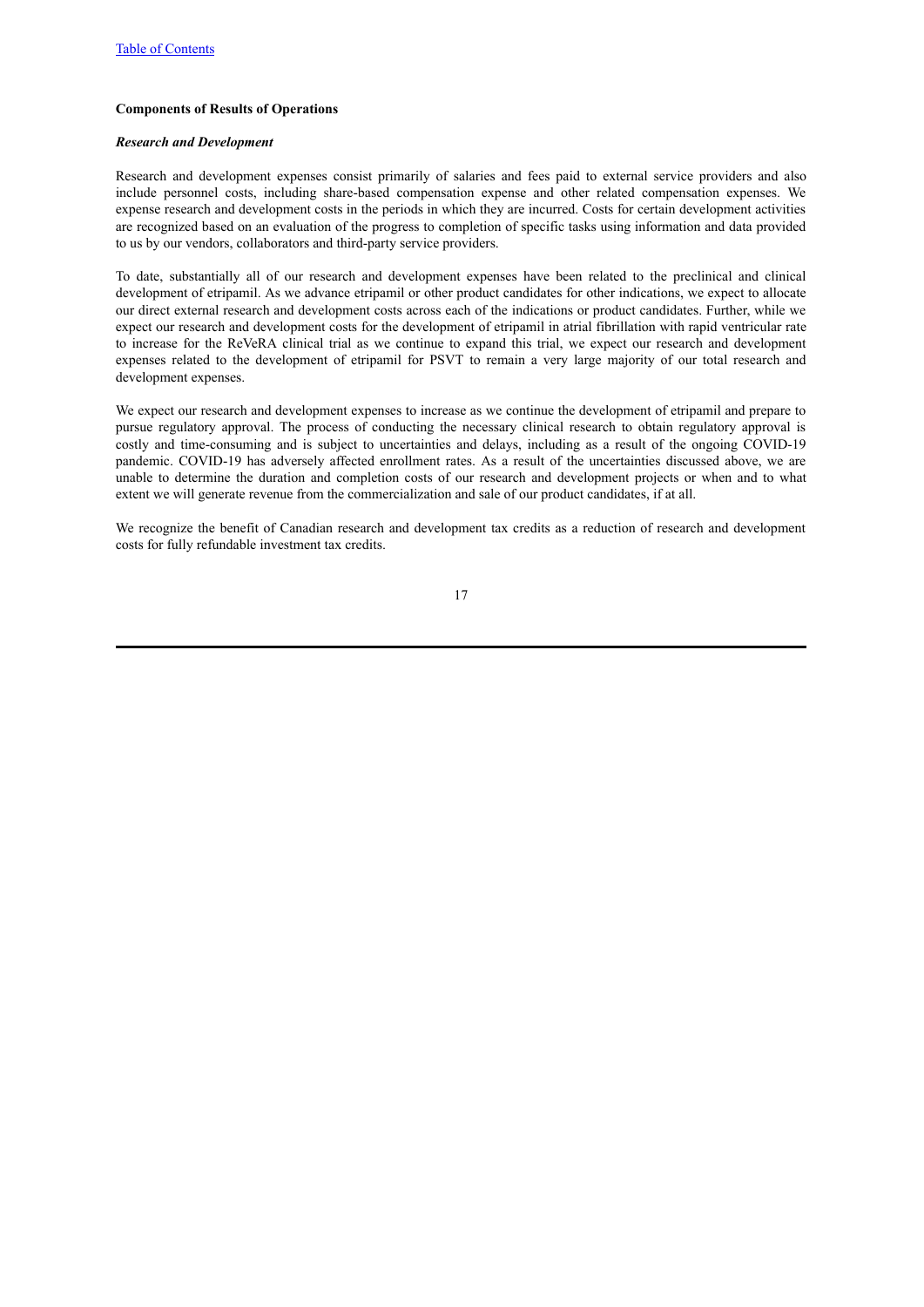**Components of Results of Operations**

***Research and Development***

Research and development expenses consist primarily of salaries and fees paid to external service providers and also include personnel costs, including share-based compensation expense and other related compensation expenses. We expense research and development costs in the periods in which they are incurred. Costs for certain development activities are recognized based on an evaluation of the progress to completion of specific tasks using information and data provided to us by our vendors, collaborators and third-party service providers.

To date, substantially all of our research and development expenses have been related to the preclinical and clinical development of etripamil. As we advance etripamil or other product candidates for other indications, we expect to allocate our direct external research and development costs across each of the indications or product candidates. Further, while we expect our research and development costs for the development of etripamil in atrial fibrillation with rapid ventricular rate to increase for the ReVeRA clinical trial as we continue to expand this trial, we expect our research and development expenses related to the development of etripamil for PSVT to remain a very large majority of our total research and development expenses.

We expect our research and development expenses to increase as we continue the development of etripamil and prepare to pursue regulatory approval. The process of conducting the necessary clinical research to obtain regulatory approval is costly and time-consuming and is subject to uncertainties and delays, including as a result of the ongoing COVID-19 pandemic. COVID-19 has adversely affected enrollment rates. As a result of the uncertainties discussed above, we are unable to determine the duration and completion costs of our research and development projects or when and to what extent we will generate revenue from the commercialization and sale of our product candidates, if at all.

We recognize the benefit of Canadian research and development tax credits as a reduction of research and development costs for fully refundable investment tax credits.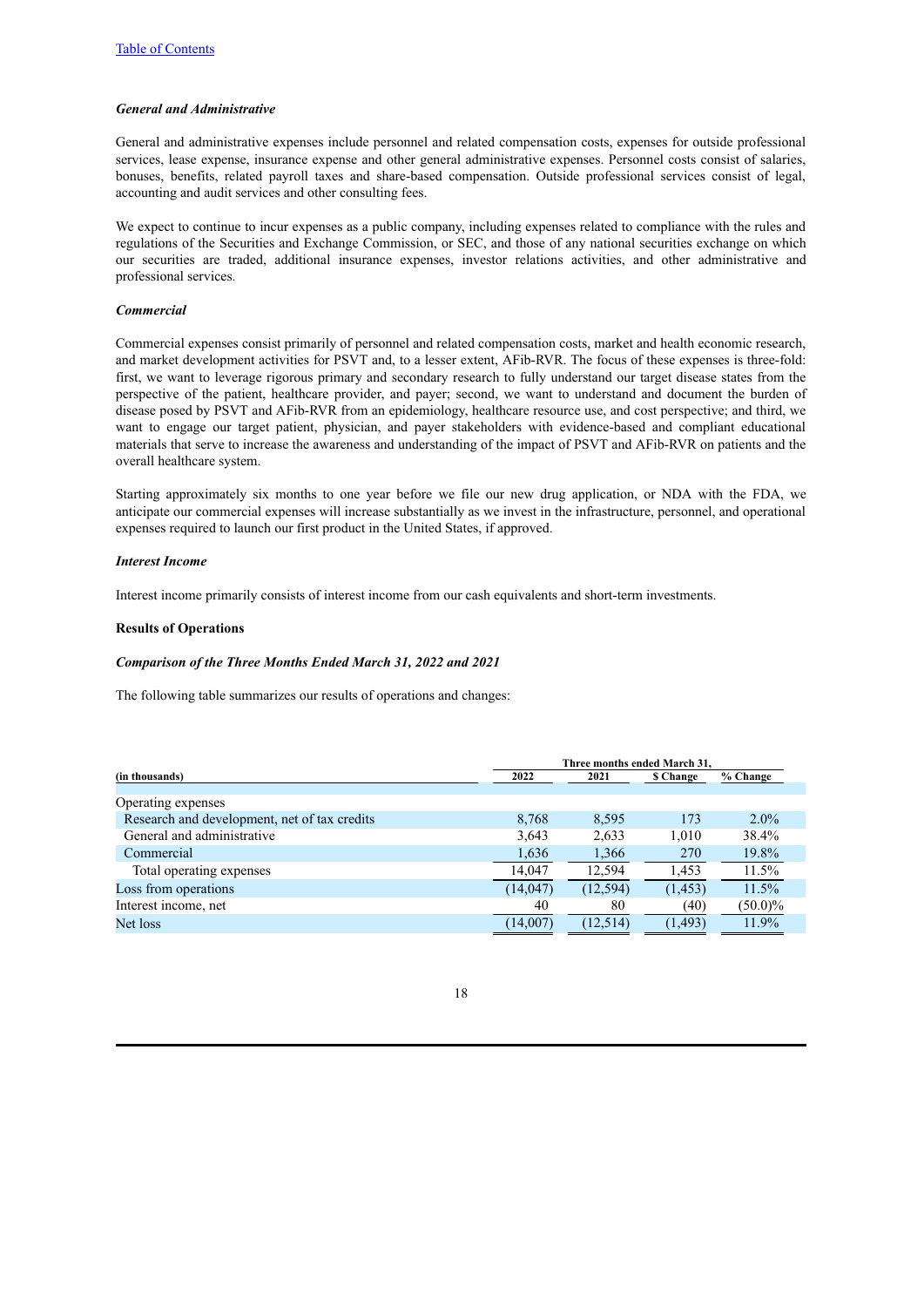[Table of Contents](#)

***General and Administrative***

General and administrative expenses include personnel and related compensation costs, expenses for outside professional services, lease expense, insurance expense and other general administrative expenses. Personnel costs consist of salaries, bonuses, benefits, related payroll taxes and share-based compensation. Outside professional services consist of legal, accounting and audit services and other consulting fees.

We expect to continue to incur expenses as a public company, including expenses related to compliance with the rules and regulations of the Securities and Exchange Commission, or SEC, and those of any national securities exchange on which our securities are traded, additional insurance expenses, investor relations activities, and other administrative and professional services.

***Commercial***

Commercial expenses consist primarily of personnel and related compensation costs, market and health economic research, and market development activities for PSVT and, to a lesser extent, AFib-RVR. The focus of these expenses is three-fold: first, we want to leverage rigorous primary and secondary research to fully understand our target disease states from the perspective of the patient, healthcare provider, and payer; second, we want to understand and document the burden of disease posed by PSVT and AFib-RVR from an epidemiology, healthcare resource use, and cost perspective; and third, we want to engage our target patient, physician, and payer stakeholders with evidence-based and compliant educational materials that serve to increase the awareness and understanding of the impact of PSVT and AFib-RVR on patients and the overall healthcare system.

Starting approximately six months to one year before we file our new drug application, or NDA with the FDA, we anticipate our commercial expenses will increase substantially as we invest in the infrastructure, personnel, and operational expenses required to launch our first product in the United States, if approved.

***Interest Income***

Interest income primarily consists of interest income from our cash equivalents and short-term investments.

**Results of Operations**

***Comparison of the Three Months Ended March 31, 2022 and 2021***

The following table summarizes our results of operations and changes:

| | Three months ended March 31, | | | |
|---|---|---|---|---|
| **(in thousands)** | **2022** | **2021** | **$ Change** | **% Change** |
| Operating expenses | | | | |
| Research and development, net of tax credits | 8,768 | 8,595 | 173 | 2.0% |
| General and administrative | 3,643 | 2,633 | 1,010 | 38.4% |
| Commercial | 1,636 | 1,366 | 270 | 19.8% |
| Total operating expenses | 14,047 | 12,594 | 1,453 | 11.5% |
| Loss from operations | (14,047) | (12,594) | (1,453) | 11.5% |
| Interest income, net | 40 | 80 | (40) | (50.0)% |
| Net loss | (14,007) | (12,514) | (1,493) | 11.9% |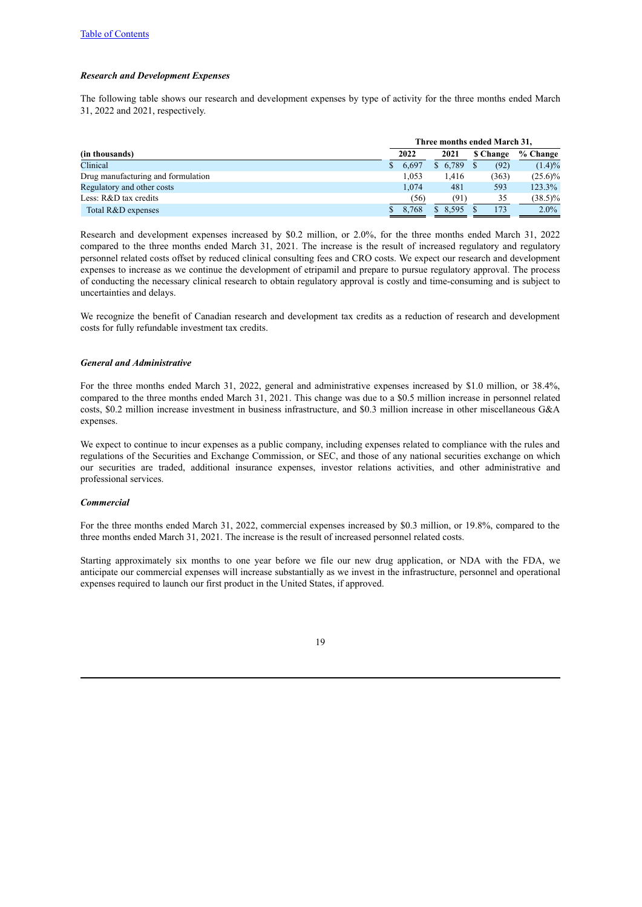[Table of Contents](#)

***Research and Development Expenses***

The following table shows our research and development expenses by type of activity for the three months ended March 31, 2022 and 2021, respectively.

| | Three months ended March 31, | | | |
|---|---|---|---|---|
| **(in thousands)** | **2022** | **2021** | **$ Change** | **% Change** |
| Clinical | $ 6,697 | $ 6,789 | $ (92) | (1.4)% |
| Drug manufacturing and formulation | 1,053 | 1,416 | (363) | (25.6)% |
| Regulatory and other costs | 1,074 | 481 | 593 | 123.3% |
| Less: R&D tax credits | (56) | (91) | 35 | (38.5)% |
| Total R&D expenses | $ 8,768 | $ 8,595 | $ 173 | 2.0% |

Research and development expenses increased by $0.2 million, or 2.0%, for the three months ended March 31, 2022 compared to the three months ended March 31, 2021. The increase is the result of increased regulatory and regulatory personnel related costs offset by reduced clinical consulting fees and CRO costs. We expect our research and development expenses to increase as we continue the development of etripamil and prepare to pursue regulatory approval. The process of conducting the necessary clinical research to obtain regulatory approval is costly and time-consuming and is subject to uncertainties and delays.

We recognize the benefit of Canadian research and development tax credits as a reduction of research and development costs for fully refundable investment tax credits.

***General and Administrative***

For the three months ended March 31, 2022, general and administrative expenses increased by $1.0 million, or 38.4%, compared to the three months ended March 31, 2021. This change was due to a $0.5 million increase in personnel related costs, $0.2 million increase investment in business infrastructure, and $0.3 million increase in other miscellaneous G&A expenses.

We expect to continue to incur expenses as a public company, including expenses related to compliance with the rules and regulations of the Securities and Exchange Commission, or SEC, and those of any national securities exchange on which our securities are traded, additional insurance expenses, investor relations activities, and other administrative and professional services.

***Commercial***

For the three months ended March 31, 2022, commercial expenses increased by $0.3 million, or 19.8%, compared to the three months ended March 31, 2021. The increase is the result of increased personnel related costs.

Starting approximately six months to one year before we file our new drug application, or NDA with the FDA, we anticipate our commercial expenses will increase substantially as we invest in the infrastructure, personnel and operational expenses required to launch our first product in the United States, if approved.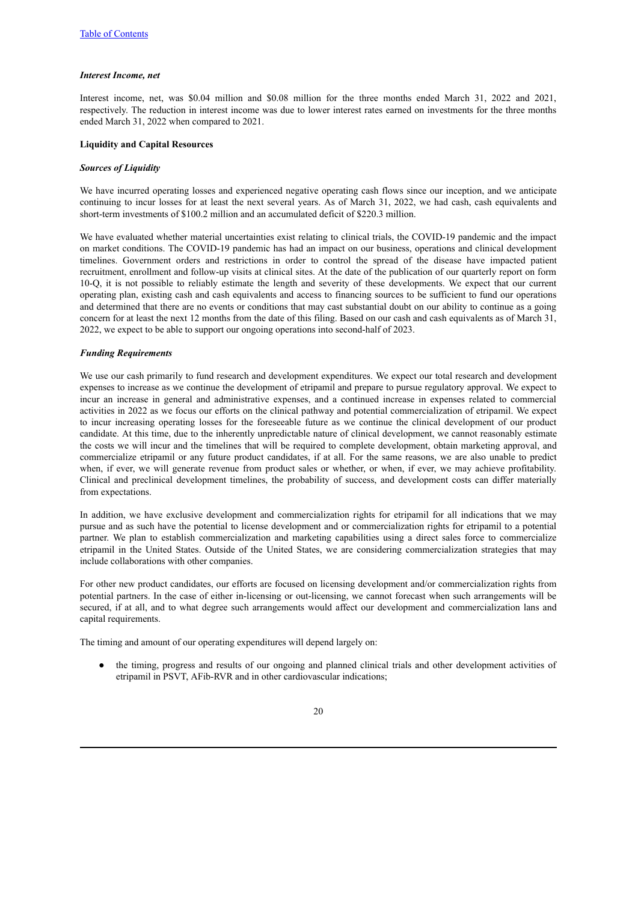*Interest Income, net*

Interest income, net, was $0.04 million and $0.08 million for the three months ended March 31, 2022 and 2021, respectively. The reduction in interest income was due to lower interest rates earned on investments for the three months ended March 31, 2022 when compared to 2021.

**Liquidity and Capital Resources**

***Sources of Liquidity***

We have incurred operating losses and experienced negative operating cash flows since our inception, and we anticipate continuing to incur losses for at least the next several years. As of March 31, 2022, we had cash, cash equivalents and short-term investments of $100.2 million and an accumulated deficit of $220.3 million.

We have evaluated whether material uncertainties exist relating to clinical trials, the COVID-19 pandemic and the impact on market conditions. The COVID-19 pandemic has had an impact on our business, operations and clinical development timelines. Government orders and restrictions in order to control the spread of the disease have impacted patient recruitment, enrollment and follow-up visits at clinical sites. At the date of the publication of our quarterly report on form 10-Q, it is not possible to reliably estimate the length and severity of these developments. We expect that our current operating plan, existing cash and cash equivalents and access to financing sources to be sufficient to fund our operations and determined that there are no events or conditions that may cast substantial doubt on our ability to continue as a going concern for at least the next 12 months from the date of this filing. Based on our cash and cash equivalents as of March 31, 2022, we expect to be able to support our ongoing operations into second-half of 2023.

***Funding Requirements***

We use our cash primarily to fund research and development expenditures. We expect our total research and development expenses to increase as we continue the development of etripamil and prepare to pursue regulatory approval. We expect to incur an increase in general and administrative expenses, and a continued increase in expenses related to commercial activities in 2022 as we focus our efforts on the clinical pathway and potential commercialization of etripamil. We expect to incur increasing operating losses for the foreseeable future as we continue the clinical development of our product candidate. At this time, due to the inherently unpredictable nature of clinical development, we cannot reasonably estimate the costs we will incur and the timelines that will be required to complete development, obtain marketing approval, and commercialize etripamil or any future product candidates, if at all. For the same reasons, we are also unable to predict when, if ever, we will generate revenue from product sales or whether, or when, if ever, we may achieve profitability. Clinical and preclinical development timelines, the probability of success, and development costs can differ materially from expectations.

In addition, we have exclusive development and commercialization rights for etripamil for all indications that we may pursue and as such have the potential to license development and or commercialization rights for etripamil to a potential partner. We plan to establish commercialization and marketing capabilities using a direct sales force to commercialize etripamil in the United States. Outside of the United States, we are considering commercialization strategies that may include collaborations with other companies.

For other new product candidates, our efforts are focused on licensing development and/or commercialization rights from potential partners. In the case of either in-licensing or out-licensing, we cannot forecast when such arrangements will be secured, if at all, and to what degree such arrangements would affect our development and commercialization lans and capital requirements.

The timing and amount of our operating expenditures will depend largely on:

- the timing, progress and results of our ongoing and planned clinical trials and other development activities of etripamil in PSVT, AFib-RVR and in other cardiovascular indications;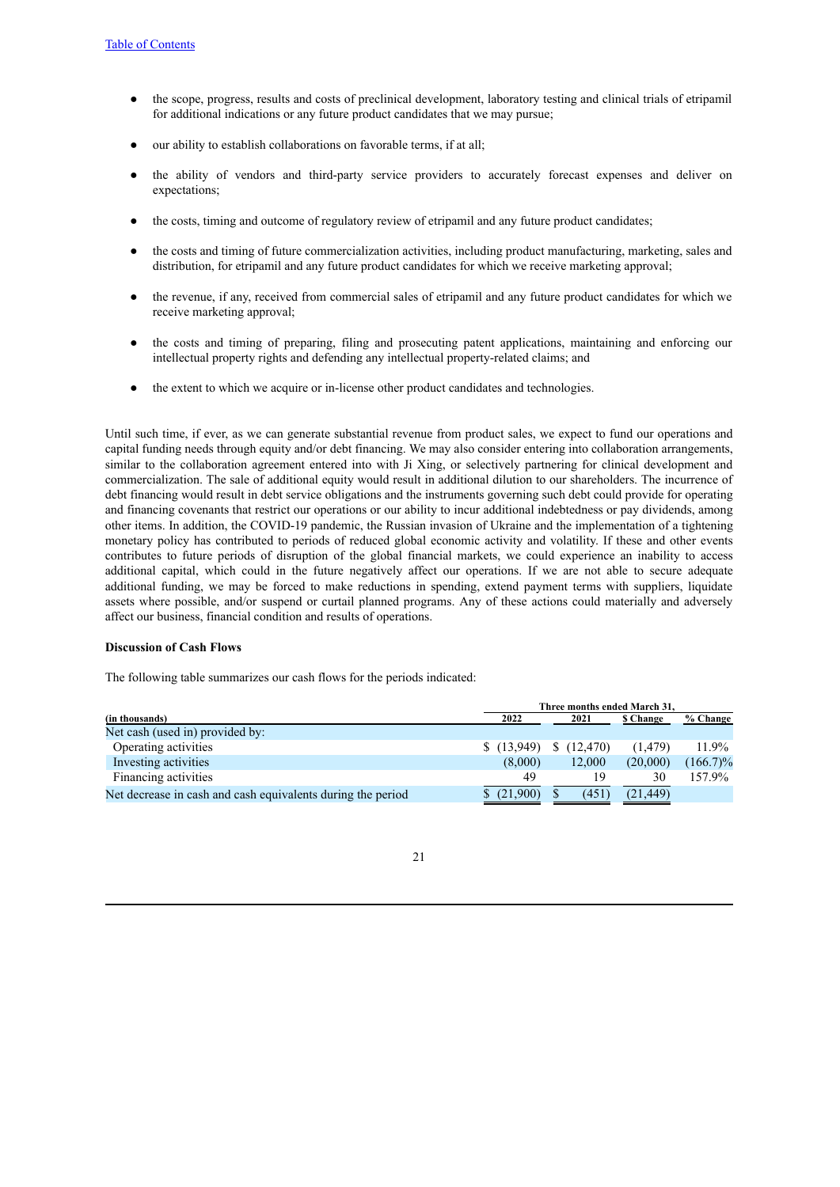- the scope, progress, results and costs of preclinical development, laboratory testing and clinical trials of etripamil for additional indications or any future product candidates that we may pursue;
- our ability to establish collaborations on favorable terms, if at all;
- the ability of vendors and third-party service providers to accurately forecast expenses and deliver on expectations;
- the costs, timing and outcome of regulatory review of etripamil and any future product candidates;
- the costs and timing of future commercialization activities, including product manufacturing, marketing, sales and distribution, for etripamil and any future product candidates for which we receive marketing approval;
- the revenue, if any, received from commercial sales of etripamil and any future product candidates for which we receive marketing approval;
- the costs and timing of preparing, filing and prosecuting patent applications, maintaining and enforcing our intellectual property rights and defending any intellectual property-related claims; and
- the extent to which we acquire or in-license other product candidates and technologies.

Until such time, if ever, as we can generate substantial revenue from product sales, we expect to fund our operations and capital funding needs through equity and/or debt financing. We may also consider entering into collaboration arrangements, similar to the collaboration agreement entered into with Ji Xing, or selectively partnering for clinical development and commercialization. The sale of additional equity would result in additional dilution to our shareholders. The incurrence of debt financing would result in debt service obligations and the instruments governing such debt could provide for operating and financing covenants that restrict our operations or our ability to incur additional indebtedness or pay dividends, among other items. In addition, the COVID-19 pandemic, the Russian invasion of Ukraine and the implementation of a tightening monetary policy has contributed to periods of reduced global economic activity and volatility. If these and other events contributes to future periods of disruption of the global financial markets, we could experience an inability to access additional capital, which could in the future negatively affect our operations. If we are not able to secure adequate additional funding, we may be forced to make reductions in spending, extend payment terms with suppliers, liquidate assets where possible, and/or suspend or curtail planned programs. Any of these actions could materially and adversely affect our business, financial condition and results of operations.

**Discussion of Cash Flows**

The following table summarizes our cash flows for the periods indicated:

| | Three months ended March 31, | | | |
|---|---|---|---|---|
| **(in thousands)** | **2022** | **2021** | **$ Change** | **% Change** |
| Net cash (used in) provided by: | | | | |
| Operating activities | $ (13,949) | $ (12,470) | (1,479) | 11.9% |
| Investing activities | (8,000) | 12,000 | (20,000) | (166.7)% |
| Financing activities | 49 | 19 | 30 | 157.9% |
| Net decrease in cash and cash equivalents during the period | $ (21,900) | $ (451) | (21,449) | |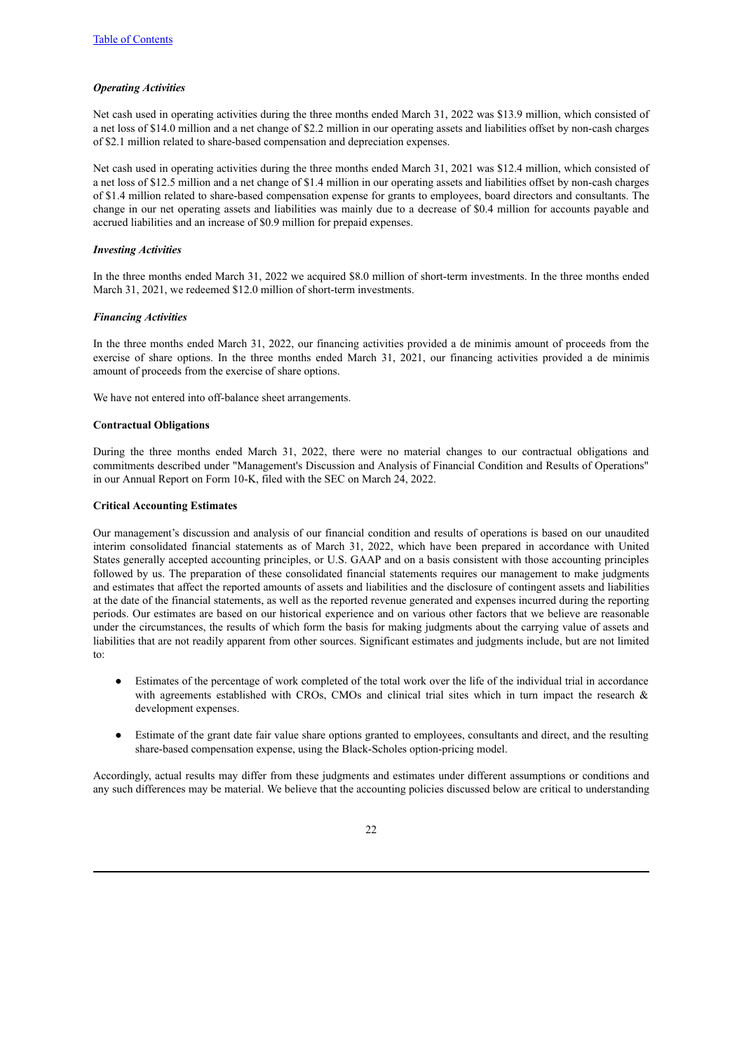### *Operating Activities*

Net cash used in operating activities during the three months ended March 31, 2022 was $13.9 million, which consisted of a net loss of $14.0 million and a net change of $2.2 million in our operating assets and liabilities offset by non-cash charges of $2.1 million related to share-based compensation and depreciation expenses.

Net cash used in operating activities during the three months ended March 31, 2021 was $12.4 million, which consisted of a net loss of $12.5 million and a net change of $1.4 million in our operating assets and liabilities offset by non-cash charges of $1.4 million related to share-based compensation expense for grants to employees, board directors and consultants. The change in our net operating assets and liabilities was mainly due to a decrease of $0.4 million for accounts payable and accrued liabilities and an increase of $0.9 million for prepaid expenses.

### *Investing Activities*

In the three months ended March 31, 2022 we acquired $8.0 million of short-term investments. In the three months ended March 31, 2021, we redeemed $12.0 million of short-term investments.

### *Financing Activities*

In the three months ended March 31, 2022, our financing activities provided a de minimis amount of proceeds from the exercise of share options. In the three months ended March 31, 2021, our financing activities provided a de minimis amount of proceeds from the exercise of share options.

We have not entered into off-balance sheet arrangements.

## Contractual Obligations

During the three months ended March 31, 2022, there were no material changes to our contractual obligations and commitments described under "Management's Discussion and Analysis of Financial Condition and Results of Operations" in our Annual Report on Form 10-K, filed with the SEC on March 24, 2022.

## Critical Accounting Estimates

Our management's discussion and analysis of our financial condition and results of operations is based on our unaudited interim consolidated financial statements as of March 31, 2022, which have been prepared in accordance with United States generally accepted accounting principles, or U.S. GAAP and on a basis consistent with those accounting principles followed by us. The preparation of these consolidated financial statements requires our management to make judgments and estimates that affect the reported amounts of assets and liabilities and the disclosure of contingent assets and liabilities at the date of the financial statements, as well as the reported revenue generated and expenses incurred during the reporting periods. Our estimates are based on our historical experience and on various other factors that we believe are reasonable under the circumstances, the results of which form the basis for making judgments about the carrying value of assets and liabilities that are not readily apparent from other sources. Significant estimates and judgments include, but are not limited to:

- Estimates of the percentage of work completed of the total work over the life of the individual trial in accordance with agreements established with CROs, CMOs and clinical trial sites which in turn impact the research & development expenses.
- Estimate of the grant date fair value share options granted to employees, consultants and direct, and the resulting share-based compensation expense, using the Black-Scholes option-pricing model.

Accordingly, actual results may differ from these judgments and estimates under different assumptions or conditions and any such differences may be material. We believe that the accounting policies discussed below are critical to understanding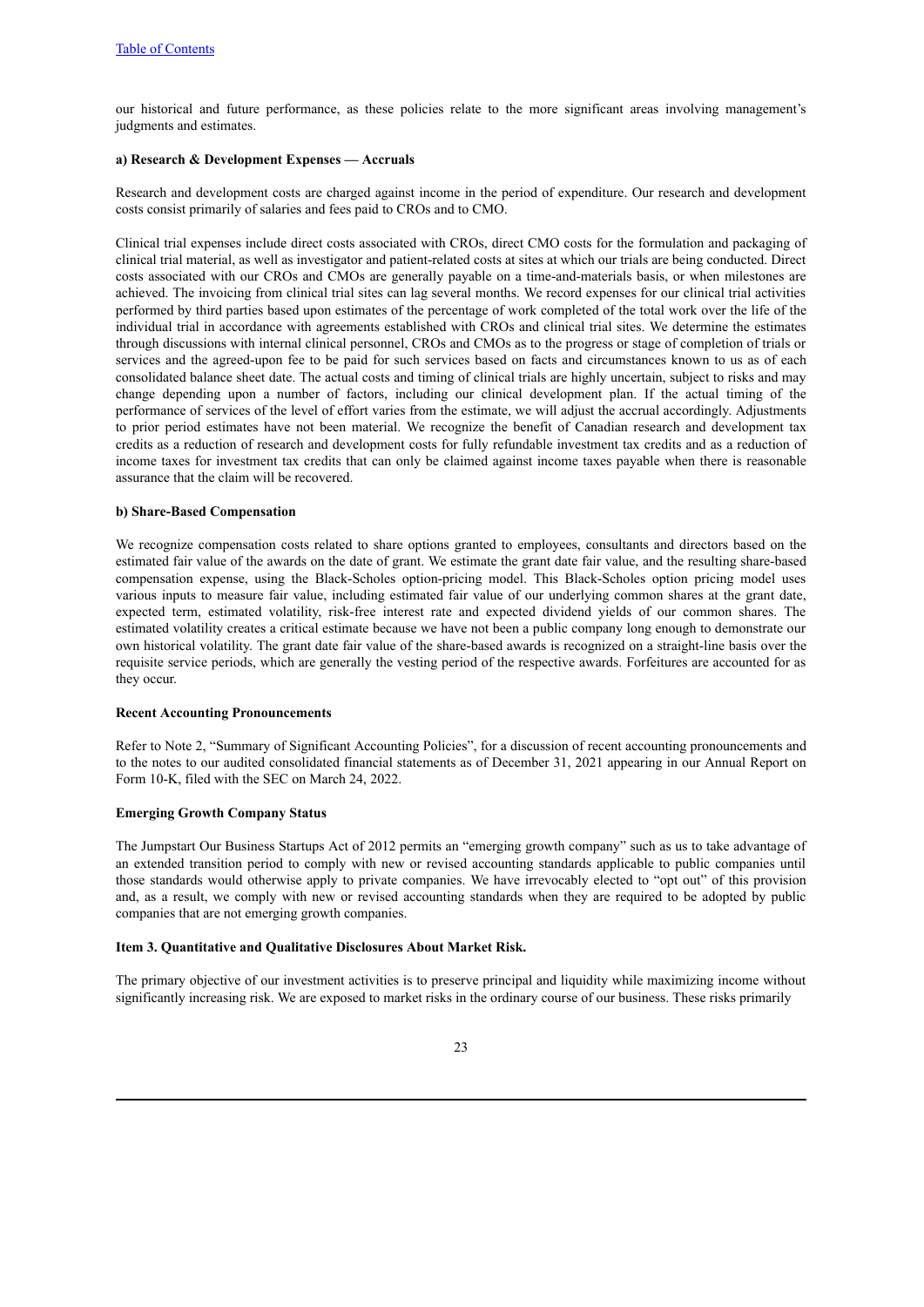our historical and future performance, as these policies relate to the more significant areas involving management's judgments and estimates.

**a) Research & Development Expenses — Accruals**

Research and development costs are charged against income in the period of expenditure. Our research and development costs consist primarily of salaries and fees paid to CROs and to CMO.

Clinical trial expenses include direct costs associated with CROs, direct CMO costs for the formulation and packaging of clinical trial material, as well as investigator and patient-related costs at sites at which our trials are being conducted. Direct costs associated with our CROs and CMOs are generally payable on a time-and-materials basis, or when milestones are achieved. The invoicing from clinical trial sites can lag several months. We record expenses for our clinical trial activities performed by third parties based upon estimates of the percentage of work completed of the total work over the life of the individual trial in accordance with agreements established with CROs and clinical trial sites. We determine the estimates through discussions with internal clinical personnel, CROs and CMOs as to the progress or stage of completion of trials or services and the agreed-upon fee to be paid for such services based on facts and circumstances known to us as of each consolidated balance sheet date. The actual costs and timing of clinical trials are highly uncertain, subject to risks and may change depending upon a number of factors, including our clinical development plan. If the actual timing of the performance of services of the level of effort varies from the estimate, we will adjust the accrual accordingly. Adjustments to prior period estimates have not been material. We recognize the benefit of Canadian research and development tax credits as a reduction of research and development costs for fully refundable investment tax credits and as a reduction of income taxes for investment tax credits that can only be claimed against income taxes payable when there is reasonable assurance that the claim will be recovered.

**b) Share-Based Compensation**

We recognize compensation costs related to share options granted to employees, consultants and directors based on the estimated fair value of the awards on the date of grant. We estimate the grant date fair value, and the resulting share-based compensation expense, using the Black-Scholes option-pricing model. This Black-Scholes option pricing model uses various inputs to measure fair value, including estimated fair value of our underlying common shares at the grant date, expected term, estimated volatility, risk-free interest rate and expected dividend yields of our common shares. The estimated volatility creates a critical estimate because we have not been a public company long enough to demonstrate our own historical volatility. The grant date fair value of the share-based awards is recognized on a straight-line basis over the requisite service periods, which are generally the vesting period of the respective awards. Forfeitures are accounted for as they occur.

**Recent Accounting Pronouncements**

Refer to Note 2, "Summary of Significant Accounting Policies", for a discussion of recent accounting pronouncements and to the notes to our audited consolidated financial statements as of December 31, 2021 appearing in our Annual Report on Form 10-K, filed with the SEC on March 24, 2022.

**Emerging Growth Company Status**

The Jumpstart Our Business Startups Act of 2012 permits an "emerging growth company" such as us to take advantage of an extended transition period to comply with new or revised accounting standards applicable to public companies until those standards would otherwise apply to private companies. We have irrevocably elected to "opt out" of this provision and, as a result, we comply with new or revised accounting standards when they are required to be adopted by public companies that are not emerging growth companies.

**Item 3. Quantitative and Qualitative Disclosures About Market Risk.**

The primary objective of our investment activities is to preserve principal and liquidity while maximizing income without significantly increasing risk. We are exposed to market risks in the ordinary course of our business. These risks primarily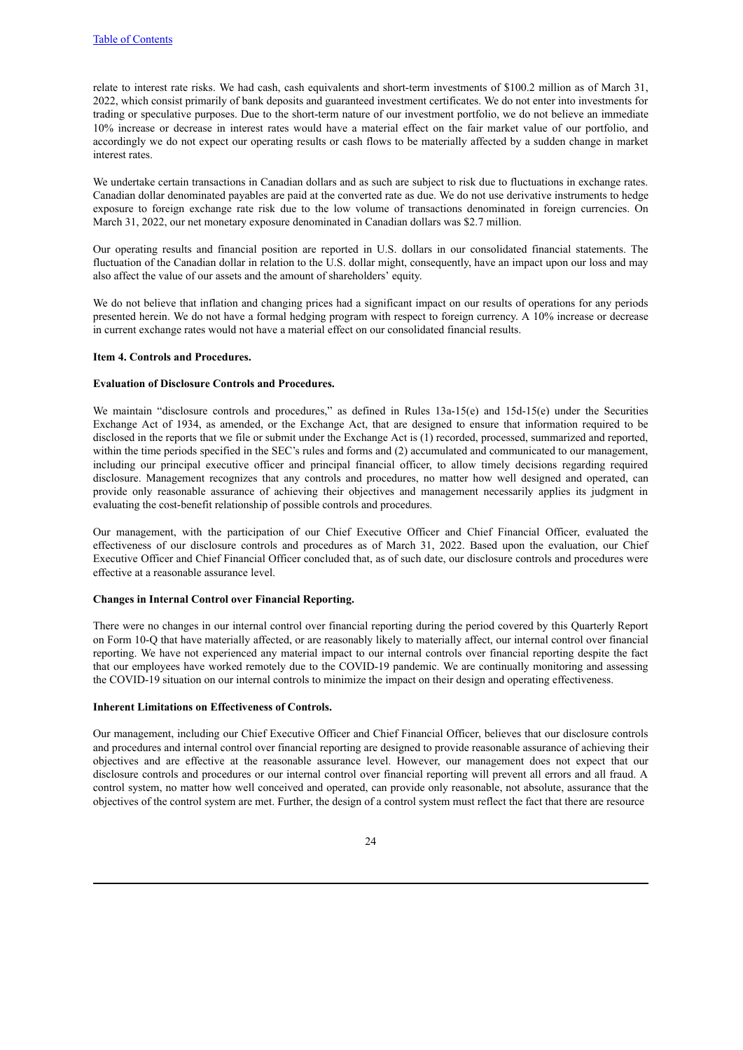relate to interest rate risks. We had cash, cash equivalents and short-term investments of $100.2 million as of March 31, 2022, which consist primarily of bank deposits and guaranteed investment certificates. We do not enter into investments for trading or speculative purposes. Due to the short-term nature of our investment portfolio, we do not believe an immediate 10% increase or decrease in interest rates would have a material effect on the fair market value of our portfolio, and accordingly we do not expect our operating results or cash flows to be materially affected by a sudden change in market interest rates.

We undertake certain transactions in Canadian dollars and as such are subject to risk due to fluctuations in exchange rates. Canadian dollar denominated payables are paid at the converted rate as due. We do not use derivative instruments to hedge exposure to foreign exchange rate risk due to the low volume of transactions denominated in foreign currencies. On March 31, 2022, our net monetary exposure denominated in Canadian dollars was $2.7 million.

Our operating results and financial position are reported in U.S. dollars in our consolidated financial statements. The fluctuation of the Canadian dollar in relation to the U.S. dollar might, consequently, have an impact upon our loss and may also affect the value of our assets and the amount of shareholders' equity.

We do not believe that inflation and changing prices had a significant impact on our results of operations for any periods presented herein. We do not have a formal hedging program with respect to foreign currency. A 10% increase or decrease in current exchange rates would not have a material effect on our consolidated financial results.

**Item 4. Controls and Procedures.**

**Evaluation of Disclosure Controls and Procedures.**

We maintain "disclosure controls and procedures," as defined in Rules 13a-15(e) and 15d-15(e) under the Securities Exchange Act of 1934, as amended, or the Exchange Act, that are designed to ensure that information required to be disclosed in the reports that we file or submit under the Exchange Act is (1) recorded, processed, summarized and reported, within the time periods specified in the SEC's rules and forms and (2) accumulated and communicated to our management, including our principal executive officer and principal financial officer, to allow timely decisions regarding required disclosure. Management recognizes that any controls and procedures, no matter how well designed and operated, can provide only reasonable assurance of achieving their objectives and management necessarily applies its judgment in evaluating the cost-benefit relationship of possible controls and procedures.

Our management, with the participation of our Chief Executive Officer and Chief Financial Officer, evaluated the effectiveness of our disclosure controls and procedures as of March 31, 2022. Based upon the evaluation, our Chief Executive Officer and Chief Financial Officer concluded that, as of such date, our disclosure controls and procedures were effective at a reasonable assurance level.

**Changes in Internal Control over Financial Reporting.**

There were no changes in our internal control over financial reporting during the period covered by this Quarterly Report on Form 10-Q that have materially affected, or are reasonably likely to materially affect, our internal control over financial reporting. We have not experienced any material impact to our internal controls over financial reporting despite the fact that our employees have worked remotely due to the COVID-19 pandemic. We are continually monitoring and assessing the COVID-19 situation on our internal controls to minimize the impact on their design and operating effectiveness.

**Inherent Limitations on Effectiveness of Controls.**

Our management, including our Chief Executive Officer and Chief Financial Officer, believes that our disclosure controls and procedures and internal control over financial reporting are designed to provide reasonable assurance of achieving their objectives and are effective at the reasonable assurance level. However, our management does not expect that our disclosure controls and procedures or our internal control over financial reporting will prevent all errors and all fraud. A control system, no matter how well conceived and operated, can provide only reasonable, not absolute, assurance that the objectives of the control system are met. Further, the design of a control system must reflect the fact that there are resource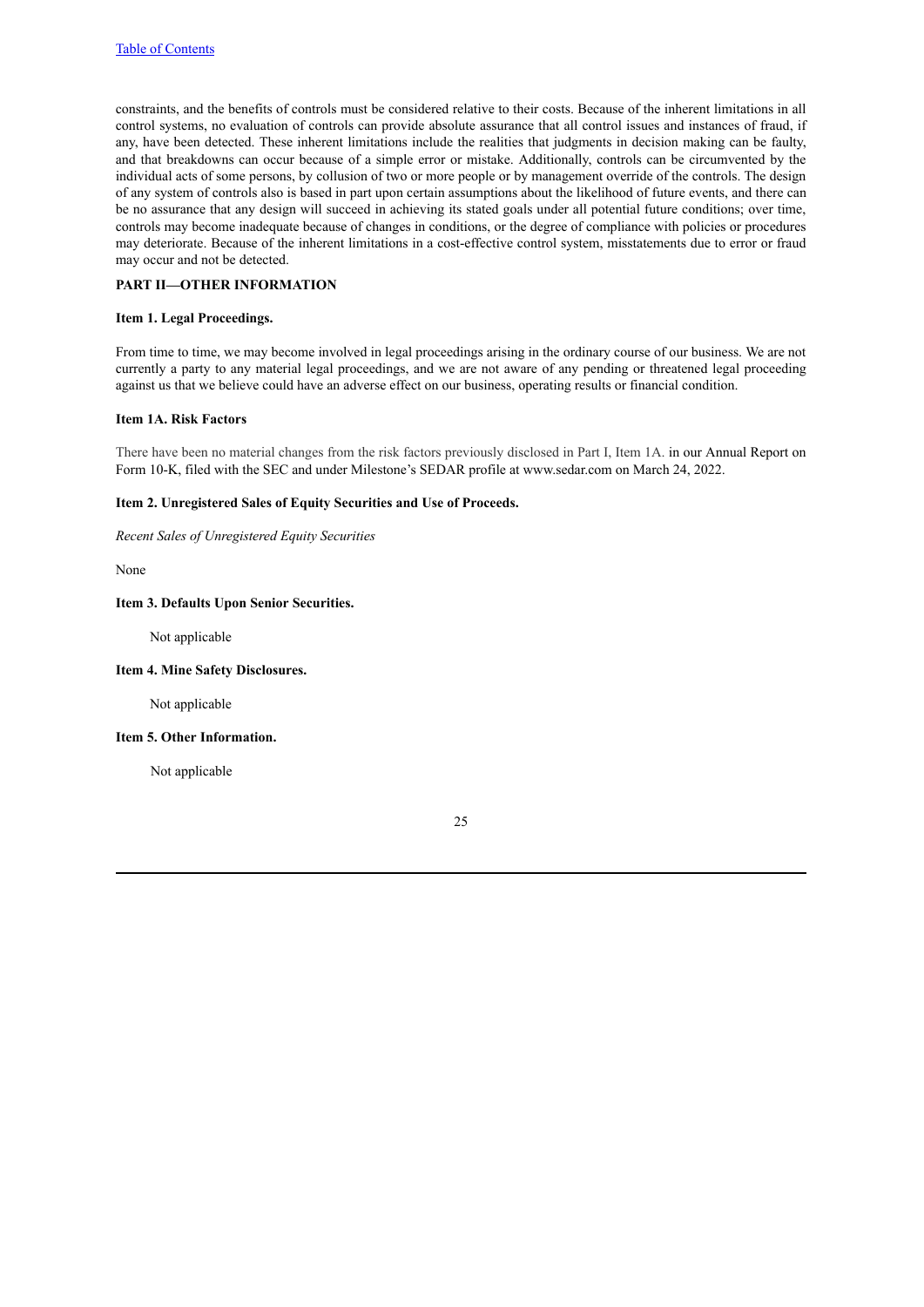constraints, and the benefits of controls must be considered relative to their costs. Because of the inherent limitations in all control systems, no evaluation of controls can provide absolute assurance that all control issues and instances of fraud, if any, have been detected. These inherent limitations include the realities that judgments in decision making can be faulty, and that breakdowns can occur because of a simple error or mistake. Additionally, controls can be circumvented by the individual acts of some persons, by collusion of two or more people or by management override of the controls. The design of any system of controls also is based in part upon certain assumptions about the likelihood of future events, and there can be no assurance that any design will succeed in achieving its stated goals under all potential future conditions; over time, controls may become inadequate because of changes in conditions, or the degree of compliance with policies or procedures may deteriorate. Because of the inherent limitations in a cost-effective control system, misstatements due to error or fraud may occur and not be detected.

## PART II—OTHER INFORMATION

### Item 1. Legal Proceedings.

From time to time, we may become involved in legal proceedings arising in the ordinary course of our business. We are not currently a party to any material legal proceedings, and we are not aware of any pending or threatened legal proceeding against us that we believe could have an adverse effect on our business, operating results or financial condition.

### Item 1A. Risk Factors

There have been no material changes from the risk factors previously disclosed in Part I, Item 1A. in our Annual Report on Form 10-K, filed with the SEC and under Milestone's SEDAR profile at www.sedar.com on March 24, 2022.

### Item 2. Unregistered Sales of Equity Securities and Use of Proceeds.

*Recent Sales of Unregistered Equity Securities*

None

### Item 3. Defaults Upon Senior Securities.

Not applicable

### Item 4. Mine Safety Disclosures.

Not applicable

### Item 5. Other Information.

Not applicable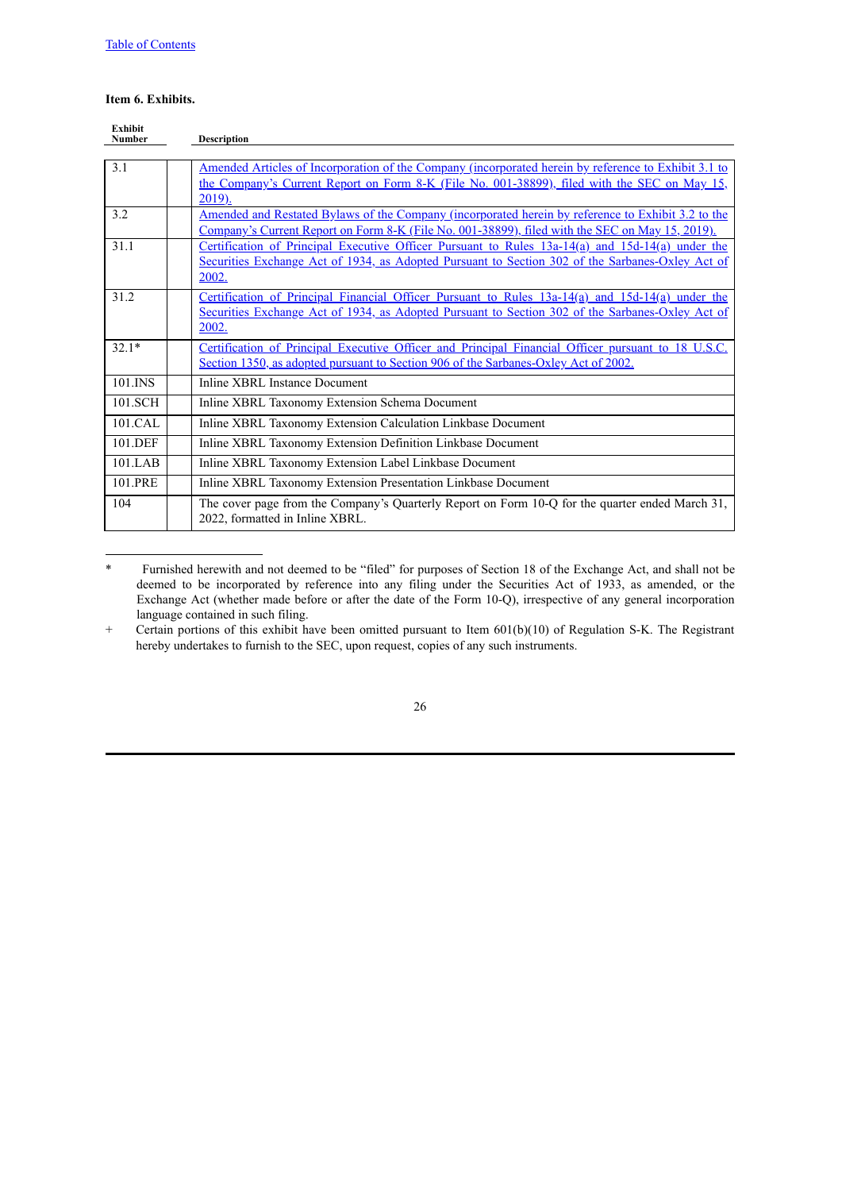[Table of Contents]

**Item 6. Exhibits.**

| Exhibit Number | Description |
|---|---|
| 3.1 | Amended Articles of Incorporation of the Company (incorporated herein by reference to Exhibit 3.1 to the Company's Current Report on Form 8-K (File No. 001-38899), filed with the SEC on May 15, 2019). |
| 3.2 | Amended and Restated Bylaws of the Company (incorporated herein by reference to Exhibit 3.2 to the Company's Current Report on Form 8-K (File No. 001-38899), filed with the SEC on May 15, 2019). |
| 31.1 | Certification of Principal Executive Officer Pursuant to Rules 13a-14(a) and 15d-14(a) under the Securities Exchange Act of 1934, as Adopted Pursuant to Section 302 of the Sarbanes-Oxley Act of 2002. |
| 31.2 | Certification of Principal Financial Officer Pursuant to Rules 13a-14(a) and 15d-14(a) under the Securities Exchange Act of 1934, as Adopted Pursuant to Section 302 of the Sarbanes-Oxley Act of 2002. |
| 32.1* | Certification of Principal Executive Officer and Principal Financial Officer pursuant to 18 U.S.C. Section 1350, as adopted pursuant to Section 906 of the Sarbanes-Oxley Act of 2002. |
| 101.INS | Inline XBRL Instance Document |
| 101.SCH | Inline XBRL Taxonomy Extension Schema Document |
| 101.CAL | Inline XBRL Taxonomy Extension Calculation Linkbase Document |
| 101.DEF | Inline XBRL Taxonomy Extension Definition Linkbase Document |
| 101.LAB | Inline XBRL Taxonomy Extension Label Linkbase Document |
| 101.PRE | Inline XBRL Taxonomy Extension Presentation Linkbase Document |
| 104 | The cover page from the Company's Quarterly Report on Form 10-Q for the quarter ended March 31, 2022, formatted in Inline XBRL. |

\* Furnished herewith and not deemed to be "filed" for purposes of Section 18 of the Exchange Act, and shall not be deemed to be incorporated by reference into any filing under the Securities Act of 1933, as amended, or the Exchange Act (whether made before or after the date of the Form 10-Q), irrespective of any general incorporation language contained in such filing.

\+ Certain portions of this exhibit have been omitted pursuant to Item 601(b)(10) of Regulation S-K. The Registrant hereby undertakes to furnish to the SEC, upon request, copies of any such instruments.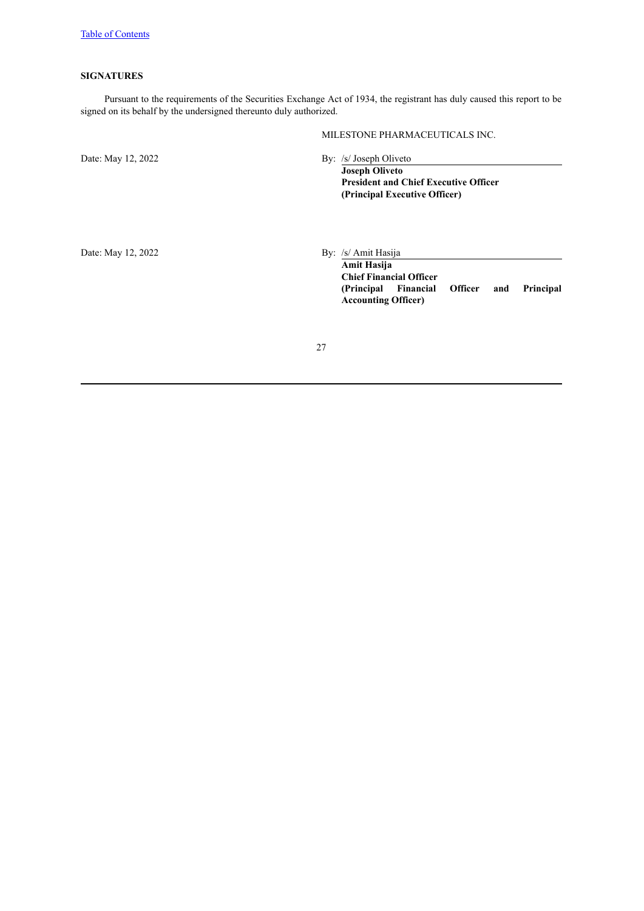[Table of Contents](#)

## SIGNATURES

Pursuant to the requirements of the Securities Exchange Act of 1934, the registrant has duly caused this report to be signed on its behalf by the undersigned thereunto duly authorized.

MILESTONE PHARMACEUTICALS INC.

Date: May 12, 2022

By: /s/ Joseph Oliveto
**Joseph Oliveto**
**President and Chief Executive Officer**
**(Principal Executive Officer)**

Date: May 12, 2022

By: /s/ Amit Hasija
**Amit Hasija**
**Chief Financial Officer**
**(Principal Financial Officer and Principal Accounting Officer)**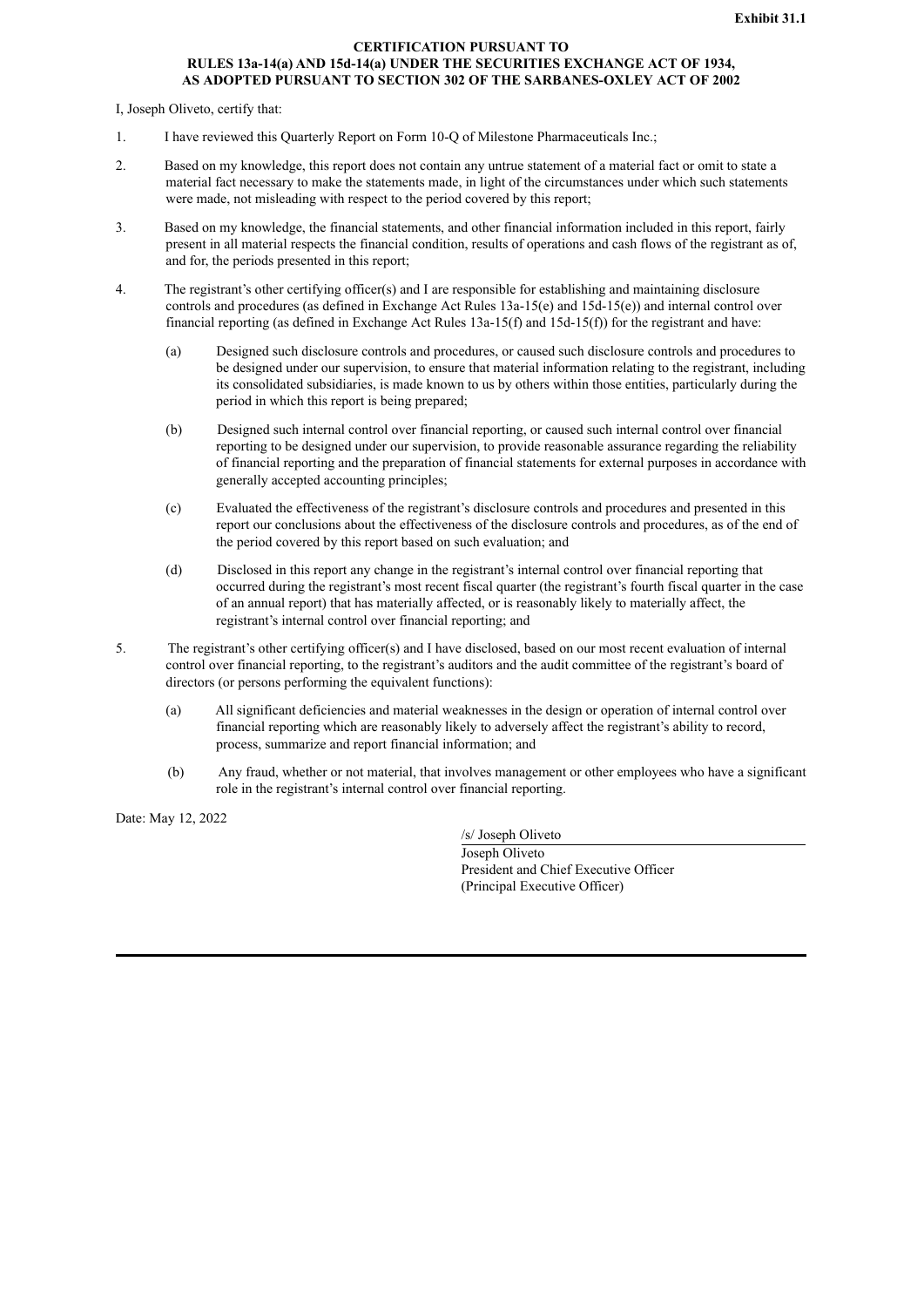**Exhibit 31.1**

**CERTIFICATION PURSUANT TO**
**RULES 13a-14(a) AND 15d-14(a) UNDER THE SECURITIES EXCHANGE ACT OF 1934,**
**AS ADOPTED PURSUANT TO SECTION 302 OF THE SARBANES-OXLEY ACT OF 2002**

I, Joseph Oliveto, certify that:

1. I have reviewed this Quarterly Report on Form 10-Q of Milestone Pharmaceuticals Inc.;

2. Based on my knowledge, this report does not contain any untrue statement of a material fact or omit to state a material fact necessary to make the statements made, in light of the circumstances under which such statements were made, not misleading with respect to the period covered by this report;

3. Based on my knowledge, the financial statements, and other financial information included in this report, fairly present in all material respects the financial condition, results of operations and cash flows of the registrant as of, and for, the periods presented in this report;

4. The registrant's other certifying officer(s) and I are responsible for establishing and maintaining disclosure controls and procedures (as defined in Exchange Act Rules 13a-15(e) and 15d-15(e)) and internal control over financial reporting (as defined in Exchange Act Rules 13a-15(f) and 15d-15(f)) for the registrant and have:

   (a) Designed such disclosure controls and procedures, or caused such disclosure controls and procedures to be designed under our supervision, to ensure that material information relating to the registrant, including its consolidated subsidiaries, is made known to us by others within those entities, particularly during the period in which this report is being prepared;

   (b) Designed such internal control over financial reporting, or caused such internal control over financial reporting to be designed under our supervision, to provide reasonable assurance regarding the reliability of financial reporting and the preparation of financial statements for external purposes in accordance with generally accepted accounting principles;

   (c) Evaluated the effectiveness of the registrant's disclosure controls and procedures and presented in this report our conclusions about the effectiveness of the disclosure controls and procedures, as of the end of the period covered by this report based on such evaluation; and

   (d) Disclosed in this report any change in the registrant's internal control over financial reporting that occurred during the registrant's most recent fiscal quarter (the registrant's fourth fiscal quarter in the case of an annual report) that has materially affected, or is reasonably likely to materially affect, the registrant's internal control over financial reporting; and

5. The registrant's other certifying officer(s) and I have disclosed, based on our most recent evaluation of internal control over financial reporting, to the registrant's auditors and the audit committee of the registrant's board of directors (or persons performing the equivalent functions):

   (a) All significant deficiencies and material weaknesses in the design or operation of internal control over financial reporting which are reasonably likely to adversely affect the registrant's ability to record, process, summarize and report financial information; and

   (b) Any fraud, whether or not material, that involves management or other employees who have a significant role in the registrant's internal control over financial reporting.

Date: May 12, 2022

/s/ Joseph Oliveto
Joseph Oliveto
President and Chief Executive Officer
(Principal Executive Officer)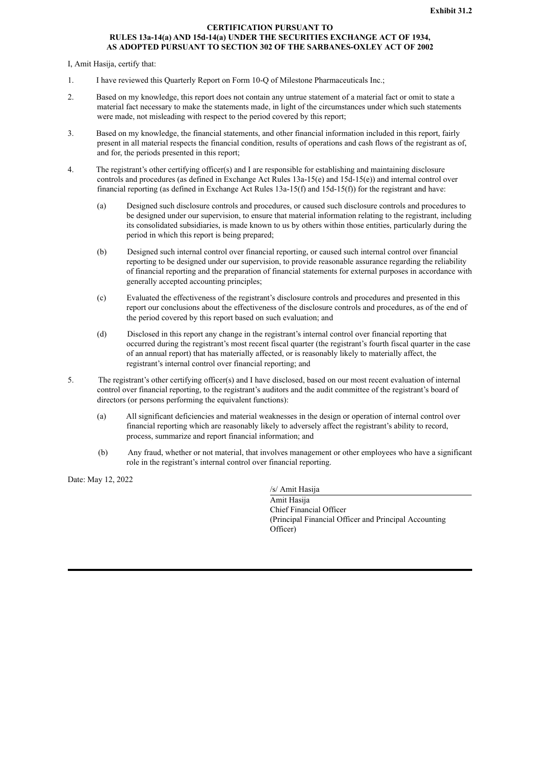**Exhibit 31.2**

**CERTIFICATION PURSUANT TO RULES 13a-14(a) AND 15d-14(a) UNDER THE SECURITIES EXCHANGE ACT OF 1934, AS ADOPTED PURSUANT TO SECTION 302 OF THE SARBANES-OXLEY ACT OF 2002**

I, Amit Hasija, certify that:

1. I have reviewed this Quarterly Report on Form 10-Q of Milestone Pharmaceuticals Inc.;

2. Based on my knowledge, this report does not contain any untrue statement of a material fact or omit to state a material fact necessary to make the statements made, in light of the circumstances under which such statements were made, not misleading with respect to the period covered by this report;

3. Based on my knowledge, the financial statements, and other financial information included in this report, fairly present in all material respects the financial condition, results of operations and cash flows of the registrant as of, and for, the periods presented in this report;

4. The registrant's other certifying officer(s) and I are responsible for establishing and maintaining disclosure controls and procedures (as defined in Exchange Act Rules 13a-15(e) and 15d-15(e)) and internal control over financial reporting (as defined in Exchange Act Rules 13a-15(f) and 15d-15(f)) for the registrant and have:

   (a) Designed such disclosure controls and procedures, or caused such disclosure controls and procedures to be designed under our supervision, to ensure that material information relating to the registrant, including its consolidated subsidiaries, is made known to us by others within those entities, particularly during the period in which this report is being prepared;

   (b) Designed such internal control over financial reporting, or caused such internal control over financial reporting to be designed under our supervision, to provide reasonable assurance regarding the reliability of financial reporting and the preparation of financial statements for external purposes in accordance with generally accepted accounting principles;

   (c) Evaluated the effectiveness of the registrant's disclosure controls and procedures and presented in this report our conclusions about the effectiveness of the disclosure controls and procedures, as of the end of the period covered by this report based on such evaluation; and

   (d) Disclosed in this report any change in the registrant's internal control over financial reporting that occurred during the registrant's most recent fiscal quarter (the registrant's fourth fiscal quarter in the case of an annual report) that has materially affected, or is reasonably likely to materially affect, the registrant's internal control over financial reporting; and

5. The registrant's other certifying officer(s) and I have disclosed, based on our most recent evaluation of internal control over financial reporting, to the registrant's auditors and the audit committee of the registrant's board of directors (or persons performing the equivalent functions):

   (a) All significant deficiencies and material weaknesses in the design or operation of internal control over financial reporting which are reasonably likely to adversely affect the registrant's ability to record, process, summarize and report financial information; and

   (b) Any fraud, whether or not material, that involves management or other employees who have a significant role in the registrant's internal control over financial reporting.

Date: May 12, 2022

/s/ Amit Hasija

Amit Hasija
Chief Financial Officer
(Principal Financial Officer and Principal Accounting Officer)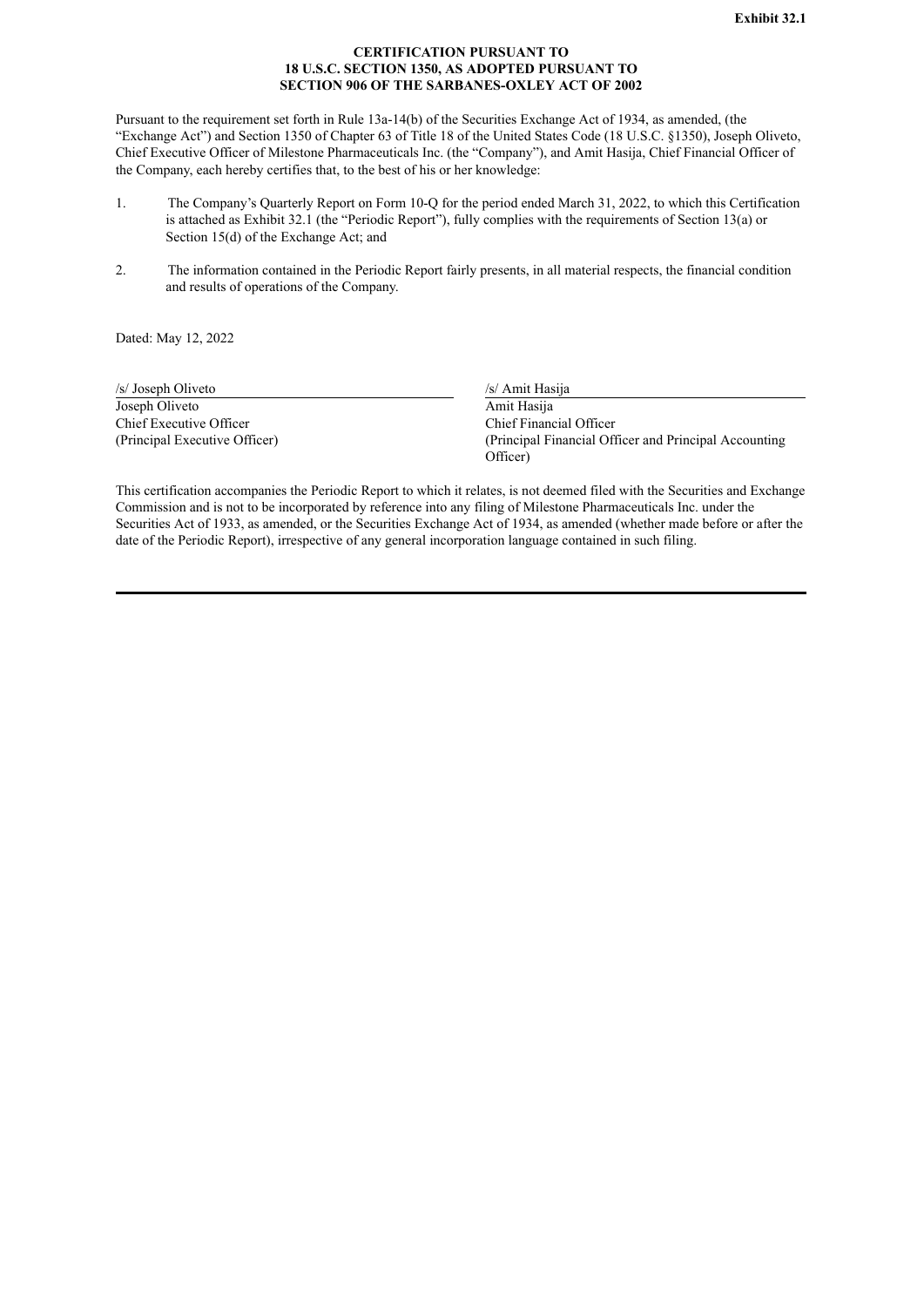**Exhibit 32.1**

**CERTIFICATION PURSUANT TO
18 U.S.C. SECTION 1350, AS ADOPTED PURSUANT TO
SECTION 906 OF THE SARBANES-OXLEY ACT OF 2002**

Pursuant to the requirement set forth in Rule 13a-14(b) of the Securities Exchange Act of 1934, as amended, (the "Exchange Act") and Section 1350 of Chapter 63 of Title 18 of the United States Code (18 U.S.C. §1350), Joseph Oliveto, Chief Executive Officer of Milestone Pharmaceuticals Inc. (the "Company"), and Amit Hasija, Chief Financial Officer of the Company, each hereby certifies that, to the best of his or her knowledge:

1. The Company's Quarterly Report on Form 10-Q for the period ended March 31, 2022, to which this Certification is attached as Exhibit 32.1 (the "Periodic Report"), fully complies with the requirements of Section 13(a) or Section 15(d) of the Exchange Act; and

2. The information contained in the Periodic Report fairly presents, in all material respects, the financial condition and results of operations of the Company.

Dated: May 12, 2022

| | |
|---|---|
| /s/ Joseph Oliveto | /s/ Amit Hasija |
| Joseph Oliveto | Amit Hasija |
| Chief Executive Officer | Chief Financial Officer |
| (Principal Executive Officer) | (Principal Financial Officer and Principal Accounting Officer) |

This certification accompanies the Periodic Report to which it relates, is not deemed filed with the Securities and Exchange Commission and is not to be incorporated by reference into any filing of Milestone Pharmaceuticals Inc. under the Securities Act of 1933, as amended, or the Securities Exchange Act of 1934, as amended (whether made before or after the date of the Periodic Report), irrespective of any general incorporation language contained in such filing.